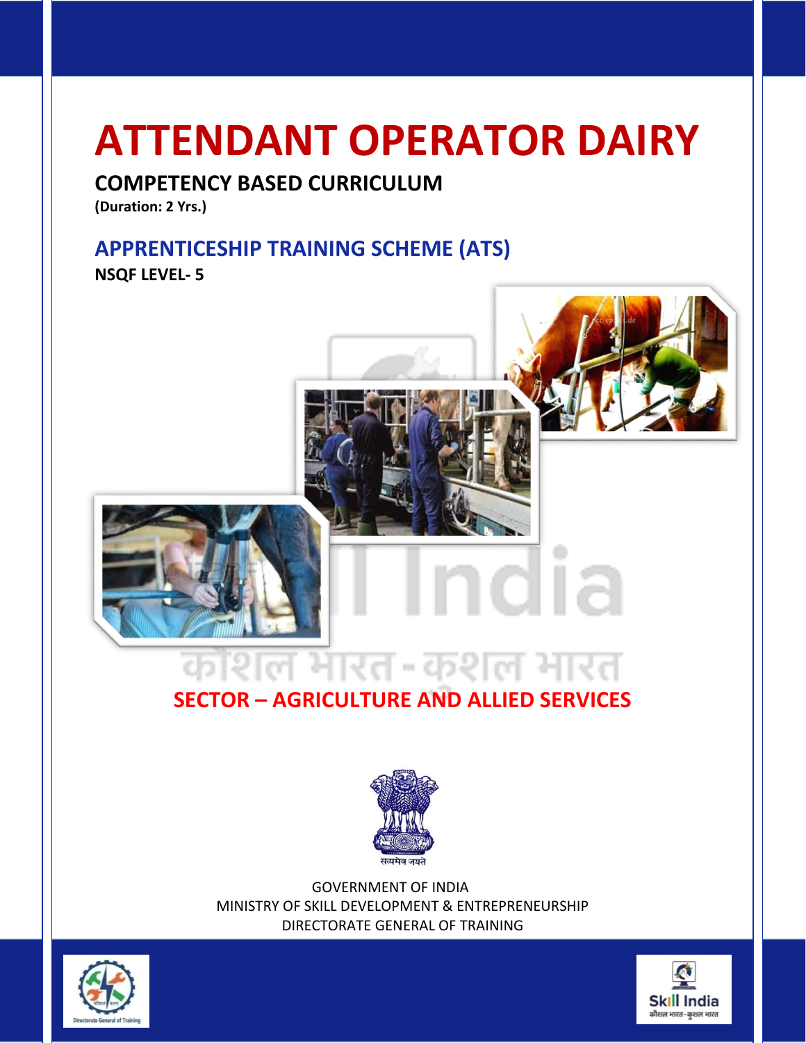# ATTENDANT OPERATOR DAIRY

## COMPETENCY BASED CURRICULUM

**(Duration: 2 Yrs.)**

## APPRENTICESHIP TRAINING SCHEME (ATS)

**NSQF LEVEL- 5**

## SECTOR – AGRICULTURE AND ALLIED SERVICES

GOVERNMENT OF INDIA
MINISTRY OF SKILL DEVELOPMENT & ENTREPRENEURSHIP
DIRECTORATE GENERAL OF TRAINING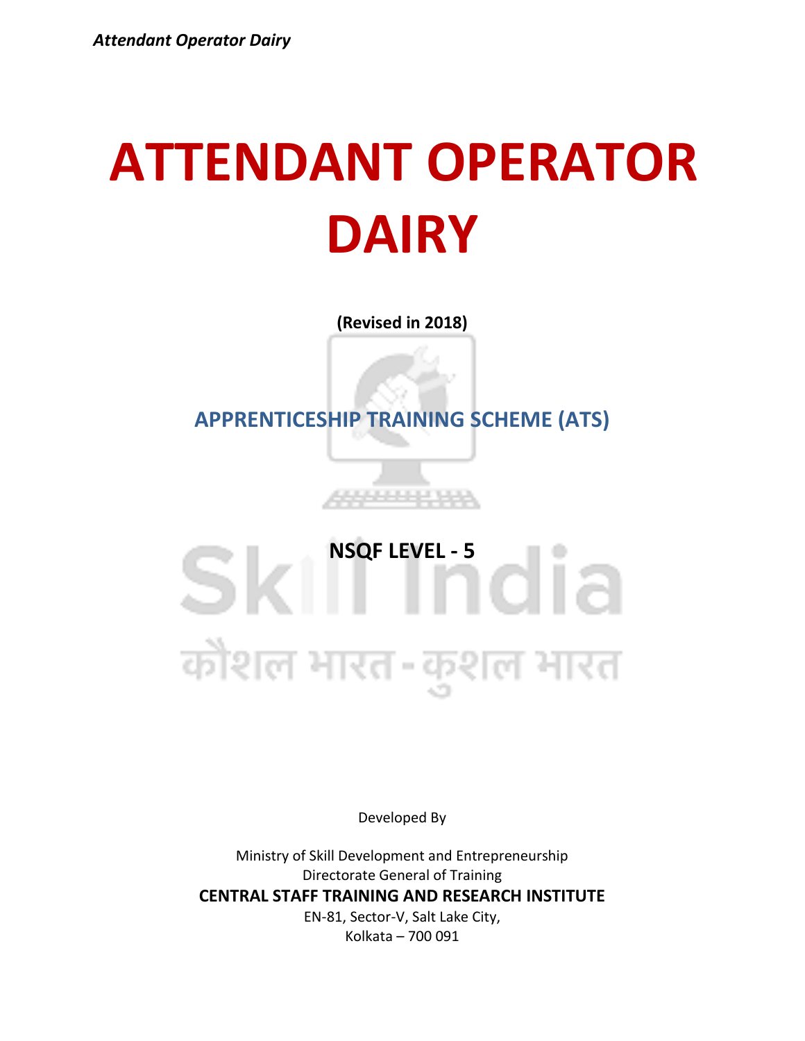# ATTENDANT OPERATOR DAIRY

**(Revised in 2018)**

## APPRENTICESHIP TRAINING SCHEME (ATS)

**NSQF LEVEL - 5**

Developed By

Ministry of Skill Development and Entrepreneurship
Directorate General of Training
**CENTRAL STAFF TRAINING AND RESEARCH INSTITUTE**
EN-81, Sector-V, Salt Lake City,
Kolkata – 700 091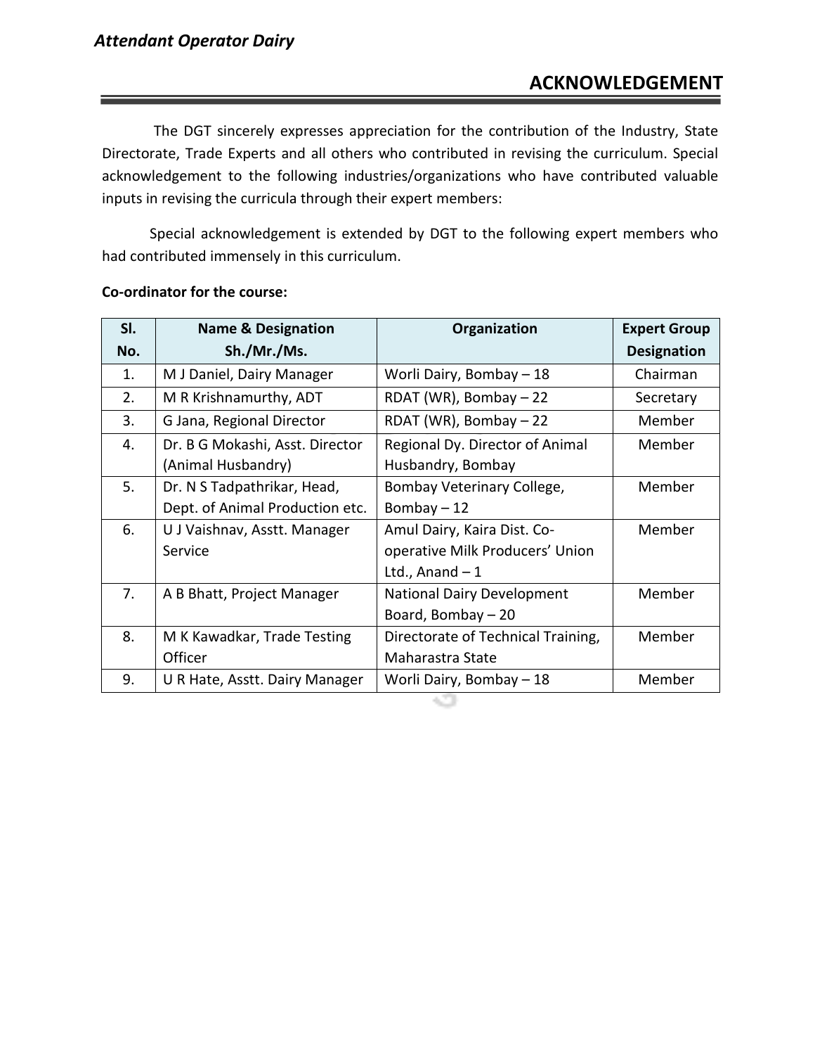## ACKNOWLEDGEMENT

The DGT sincerely expresses appreciation for the contribution of the Industry, State Directorate, Trade Experts and all others who contributed in revising the curriculum. Special acknowledgement to the following industries/organizations who have contributed valuable inputs in revising the curricula through their expert members:

Special acknowledgement is extended by DGT to the following expert members who had contributed immensely in this curriculum.

**Co-ordinator for the course:**

| Sl. No. | Name & Designation Sh./Mr./Ms. | Organization | Expert Group Designation |
|---|---|---|---|
| 1. | M J Daniel, Dairy Manager | Worli Dairy, Bombay – 18 | Chairman |
| 2. | M R Krishnamurthy, ADT | RDAT (WR), Bombay – 22 | Secretary |
| 3. | G Jana, Regional Director | RDAT (WR), Bombay – 22 | Member |
| 4. | Dr. B G Mokashi, Asst. Director (Animal Husbandry) | Regional Dy. Director of Animal Husbandry, Bombay | Member |
| 5. | Dr. N S Tadpathrikar, Head, Dept. of Animal Production etc. | Bombay Veterinary College, Bombay – 12 | Member |
| 6. | U J Vaishnav, Asstt. Manager Service | Amul Dairy, Kaira Dist. Co-operative Milk Producers' Union Ltd., Anand – 1 | Member |
| 7. | A B Bhatt, Project Manager | National Dairy Development Board, Bombay – 20 | Member |
| 8. | M K Kawadkar, Trade Testing Officer | Directorate of Technical Training, Maharastra State | Member |
| 9. | U R Hate, Asstt. Dairy Manager | Worli Dairy, Bombay – 18 | Member |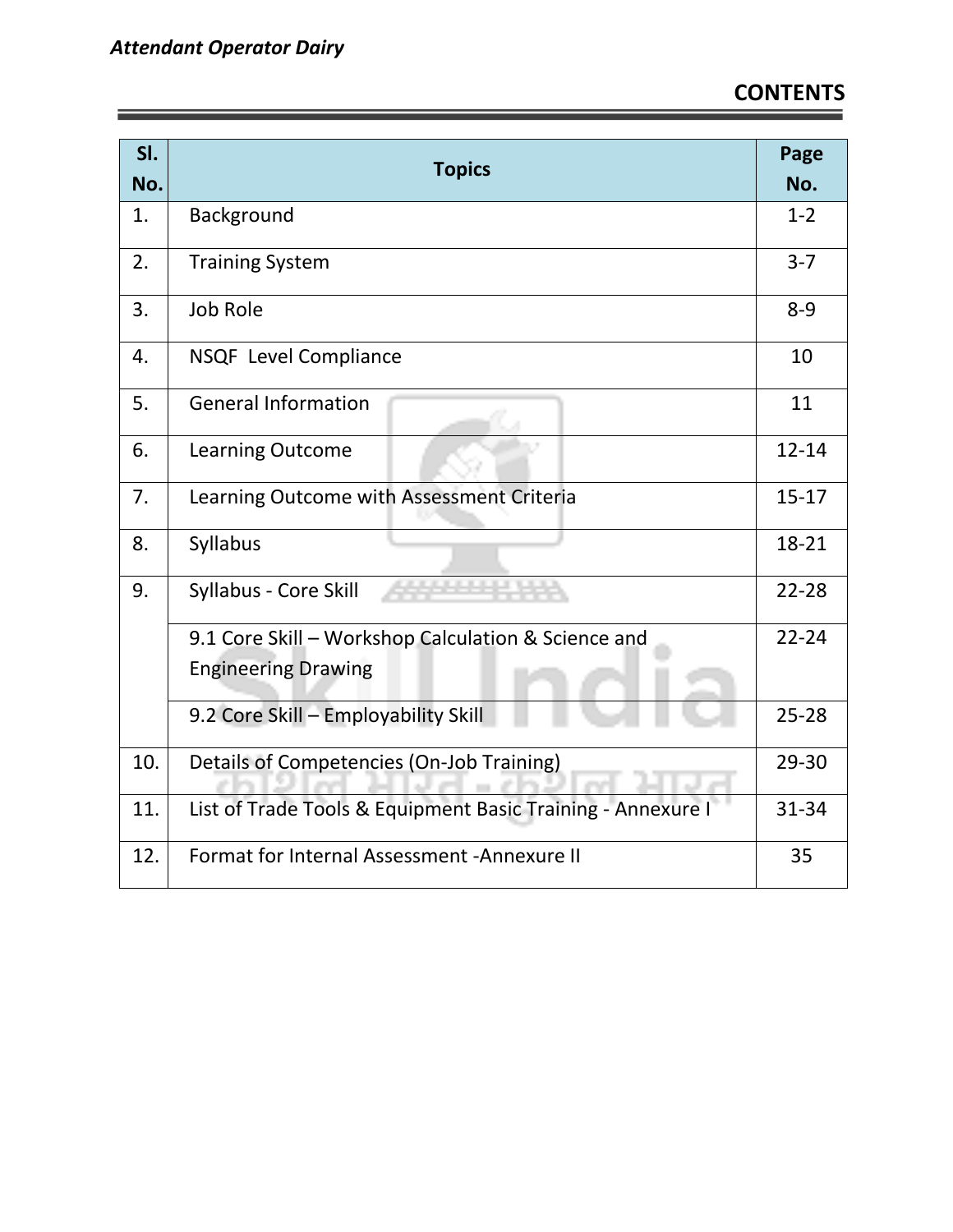## CONTENTS

| Sl. No. | Topics | Page No. |
|---|---|---|
| 1. | Background | 1-2 |
| 2. | Training System | 3-7 |
| 3. | Job Role | 8-9 |
| 4. | NSQF Level Compliance | 10 |
| 5. | General Information | 11 |
| 6. | Learning Outcome | 12-14 |
| 7. | Learning Outcome with Assessment Criteria | 15-17 |
| 8. | Syllabus | 18-21 |
| 9. | Syllabus - Core Skill | 22-28 |
| | 9.1 Core Skill – Workshop Calculation & Science and Engineering Drawing | 22-24 |
| | 9.2 Core Skill – Employability Skill | 25-28 |
| 10. | Details of Competencies (On-Job Training) | 29-30 |
| 11. | List of Trade Tools & Equipment Basic Training - Annexure I | 31-34 |
| 12. | Format for Internal Assessment -Annexure II | 35 |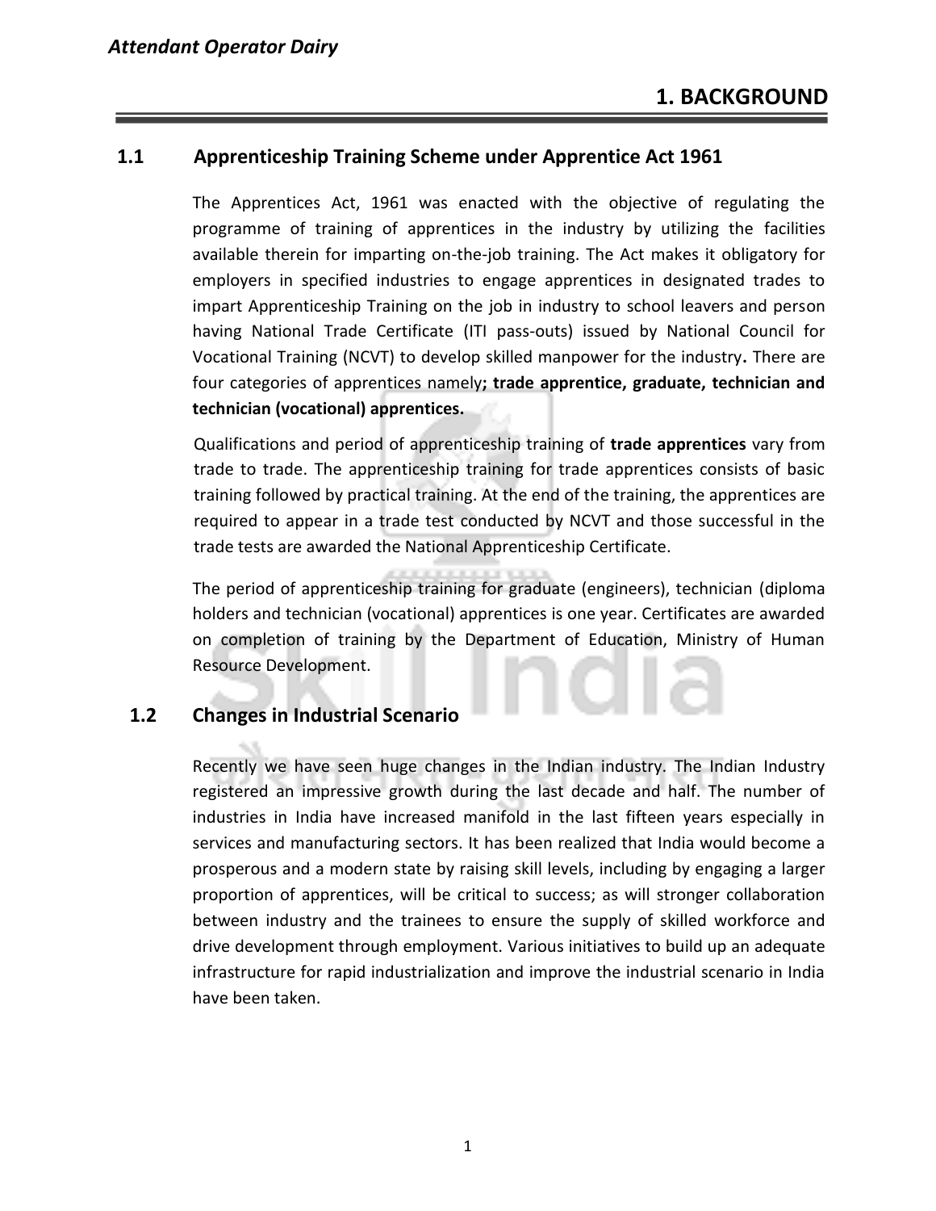# 1. BACKGROUND

## 1.1 Apprenticeship Training Scheme under Apprentice Act 1961

The Apprentices Act, 1961 was enacted with the objective of regulating the programme of training of apprentices in the industry by utilizing the facilities available therein for imparting on-the-job training. The Act makes it obligatory for employers in specified industries to engage apprentices in designated trades to impart Apprenticeship Training on the job in industry to school leavers and person having National Trade Certificate (ITI pass-outs) issued by National Council for Vocational Training (NCVT) to develop skilled manpower for the industry**.** There are four categories of apprentices namely**; trade apprentice, graduate, technician and technician (vocational) apprentices.**

Qualifications and period of apprenticeship training of **trade apprentices** vary from trade to trade. The apprenticeship training for trade apprentices consists of basic training followed by practical training. At the end of the training, the apprentices are required to appear in a trade test conducted by NCVT and those successful in the trade tests are awarded the National Apprenticeship Certificate.

The period of apprenticeship training for graduate (engineers), technician (diploma holders and technician (vocational) apprentices is one year. Certificates are awarded on completion of training by the Department of Education, Ministry of Human Resource Development.

## 1.2 Changes in Industrial Scenario

Recently we have seen huge changes in the Indian industry. The Indian Industry registered an impressive growth during the last decade and half. The number of industries in India have increased manifold in the last fifteen years especially in services and manufacturing sectors. It has been realized that India would become a prosperous and a modern state by raising skill levels, including by engaging a larger proportion of apprentices, will be critical to success; as will stronger collaboration between industry and the trainees to ensure the supply of skilled workforce and drive development through employment. Various initiatives to build up an adequate infrastructure for rapid industrialization and improve the industrial scenario in India have been taken.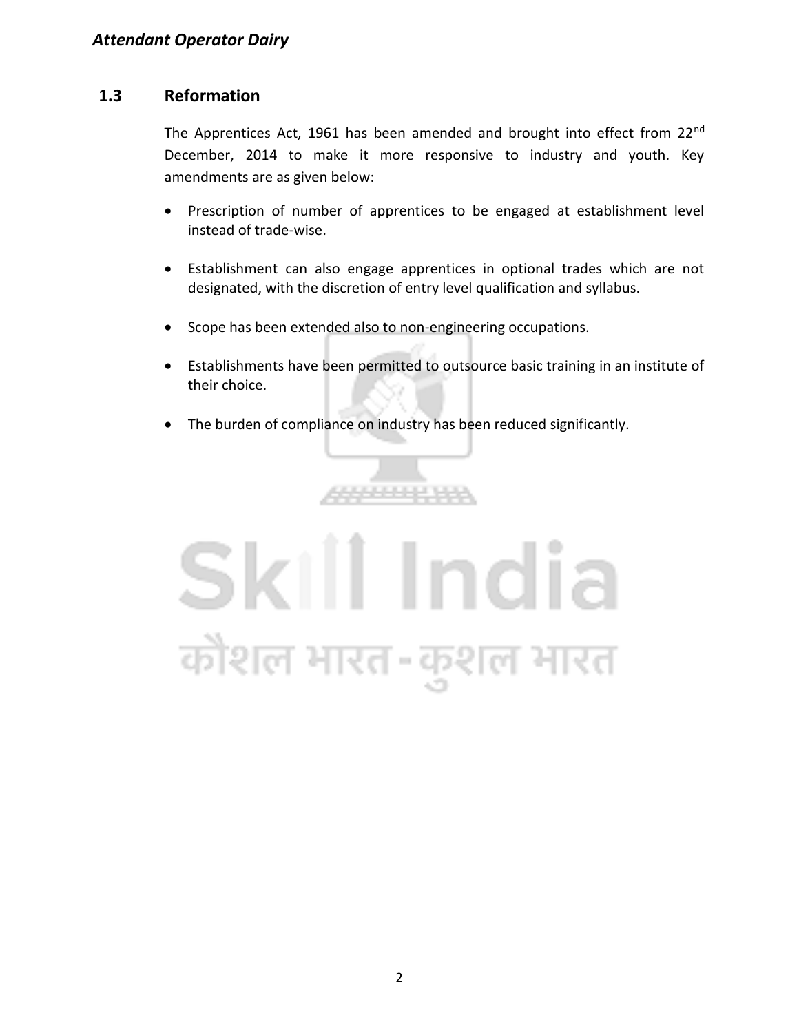## 1.3 Reformation

The Apprentices Act, 1961 has been amended and brought into effect from 22nd December, 2014 to make it more responsive to industry and youth. Key amendments are as given below:

- Prescription of number of apprentices to be engaged at establishment level instead of trade-wise.
- Establishment can also engage apprentices in optional trades which are not designated, with the discretion of entry level qualification and syllabus.
- Scope has been extended also to non-engineering occupations.
- Establishments have been permitted to outsource basic training in an institute of their choice.
- The burden of compliance on industry has been reduced significantly.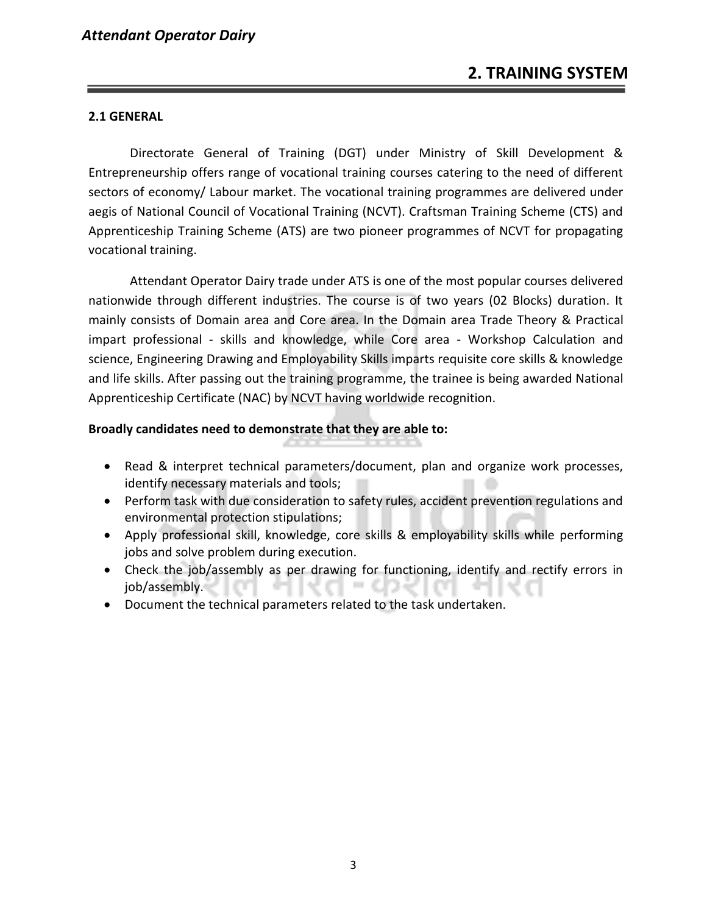## 2. TRAINING SYSTEM

### 2.1 GENERAL

Directorate General of Training (DGT) under Ministry of Skill Development & Entrepreneurship offers range of vocational training courses catering to the need of different sectors of economy/ Labour market. The vocational training programmes are delivered under aegis of National Council of Vocational Training (NCVT). Craftsman Training Scheme (CTS) and Apprenticeship Training Scheme (ATS) are two pioneer programmes of NCVT for propagating vocational training.

Attendant Operator Dairy trade under ATS is one of the most popular courses delivered nationwide through different industries. The course is of two years (02 Blocks) duration. It mainly consists of Domain area and Core area. In the Domain area Trade Theory & Practical impart professional - skills and knowledge, while Core area - Workshop Calculation and science, Engineering Drawing and Employability Skills imparts requisite core skills & knowledge and life skills. After passing out the training programme, the trainee is being awarded National Apprenticeship Certificate (NAC) by NCVT having worldwide recognition.

**Broadly candidates need to demonstrate that they are able to:**

- Read & interpret technical parameters/document, plan and organize work processes, identify necessary materials and tools;
- Perform task with due consideration to safety rules, accident prevention regulations and environmental protection stipulations;
- Apply professional skill, knowledge, core skills & employability skills while performing jobs and solve problem during execution.
- Check the job/assembly as per drawing for functioning, identify and rectify errors in job/assembly.
- Document the technical parameters related to the task undertaken.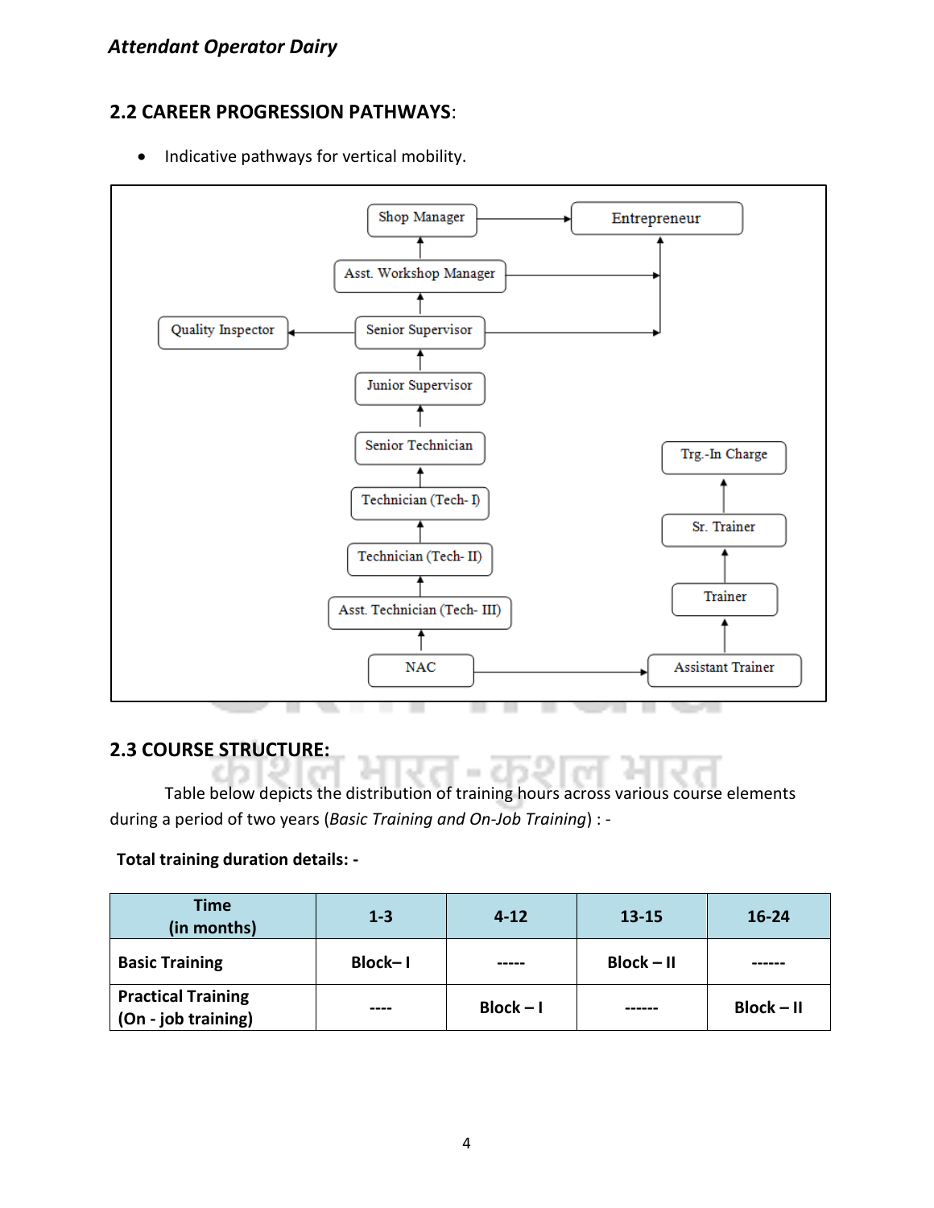## 2.2 CAREER PROGRESSION PATHWAYS:

- Indicative pathways for vertical mobility.

Shop Manager → Entrepreneur

Asst. Workshop Manager → Shop Manager; Asst. Workshop Manager → Entrepreneur

Senior Supervisor → Asst. Workshop Manager; Senior Supervisor → Quality Inspector; Senior Supervisor → Entrepreneur

Junior Supervisor → Senior Supervisor

Senior Technician → Junior Supervisor

Technician (Tech- I) → Senior Technician

Technician (Tech- II) → Technician (Tech- I)

Asst. Technician (Tech- III) → Technician (Tech- II)

NAC → Asst. Technician (Tech- III); NAC → Assistant Trainer

Assistant Trainer → Trainer → Sr. Trainer → Trg.-In Charge

## 2.3 COURSE STRUCTURE:

Table below depicts the distribution of training hours across various course elements during a period of two years (*Basic Training and On-Job Training*) : -

**Total training duration details: -**

| Time (in months) | 1-3 | 4-12 | 13-15 | 16-24 |
|---|---|---|---|---|
| **Basic Training** | **Block– I** | ----- | **Block – II** | ------ |
| **Practical Training (On - job training)** | ---- | **Block – I** | ------ | **Block – II** |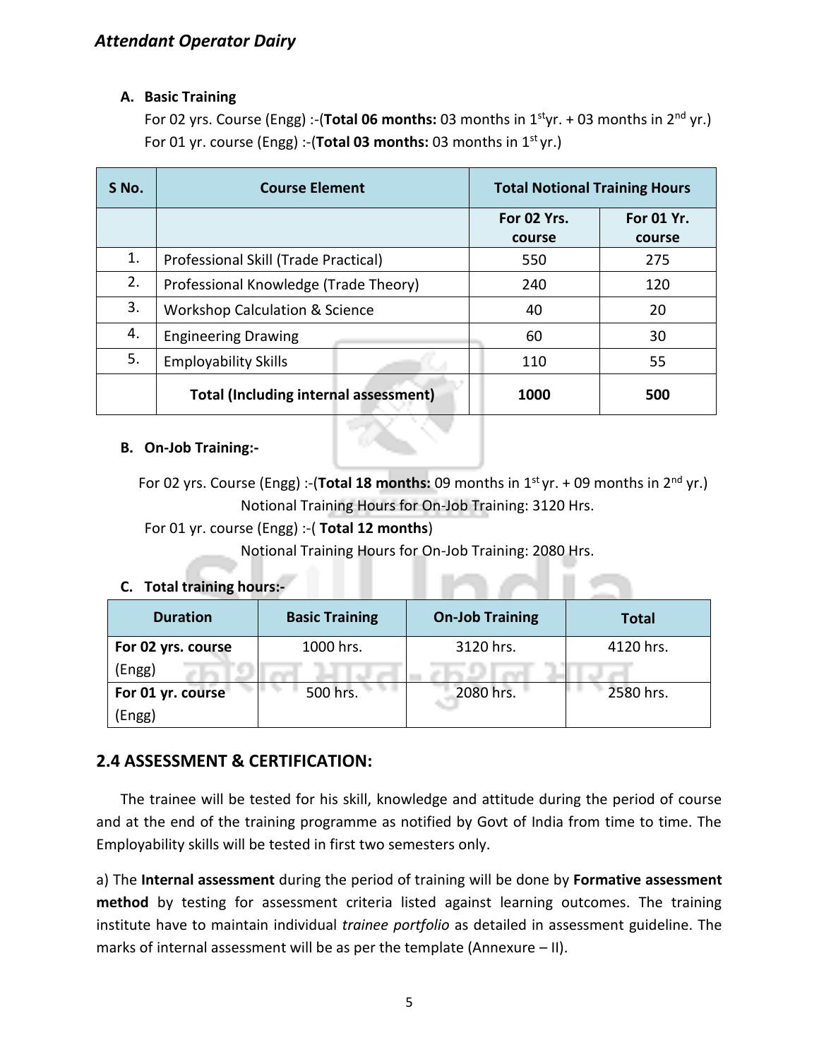**A. Basic Training**

For 02 yrs. Course (Engg) :-(**Total 06 months:** 03 months in 1st yr. + 03 months in 2nd yr.)
For 01 yr. course (Engg) :-(**Total 03 months:** 03 months in 1st yr.)

| S No. | Course Element | Total Notional Training Hours | |
|---|---|---|---|
| | | For 02 Yrs. course | For 01 Yr. course |
| 1. | Professional Skill (Trade Practical) | 550 | 275 |
| 2. | Professional Knowledge (Trade Theory) | 240 | 120 |
| 3. | Workshop Calculation & Science | 40 | 20 |
| 4. | Engineering Drawing | 60 | 30 |
| 5. | Employability Skills | 110 | 55 |
| | **Total (Including internal assessment)** | **1000** | **500** |

**B. On-Job Training:-**

For 02 yrs. Course (Engg) :-(**Total 18 months:** 09 months in 1st yr. + 09 months in 2nd yr.)
Notional Training Hours for On-Job Training: 3120 Hrs.

For 01 yr. course (Engg) :-( **Total 12 months**)
Notional Training Hours for On-Job Training: 2080 Hrs.

**C. Total training hours:-**

| Duration | Basic Training | On-Job Training | Total |
|---|---|---|---|
| **For 02 yrs. course** (Engg) | 1000 hrs. | 3120 hrs. | 4120 hrs. |
| **For 01 yr. course** (Engg) | 500 hrs. | 2080 hrs. | 2580 hrs. |

## 2.4 ASSESSMENT & CERTIFICATION:

The trainee will be tested for his skill, knowledge and attitude during the period of course and at the end of the training programme as notified by Govt of India from time to time. The Employability skills will be tested in first two semesters only.

a) The **Internal assessment** during the period of training will be done by **Formative assessment method** by testing for assessment criteria listed against learning outcomes. The training institute have to maintain individual *trainee portfolio* as detailed in assessment guideline. The marks of internal assessment will be as per the template (Annexure – II).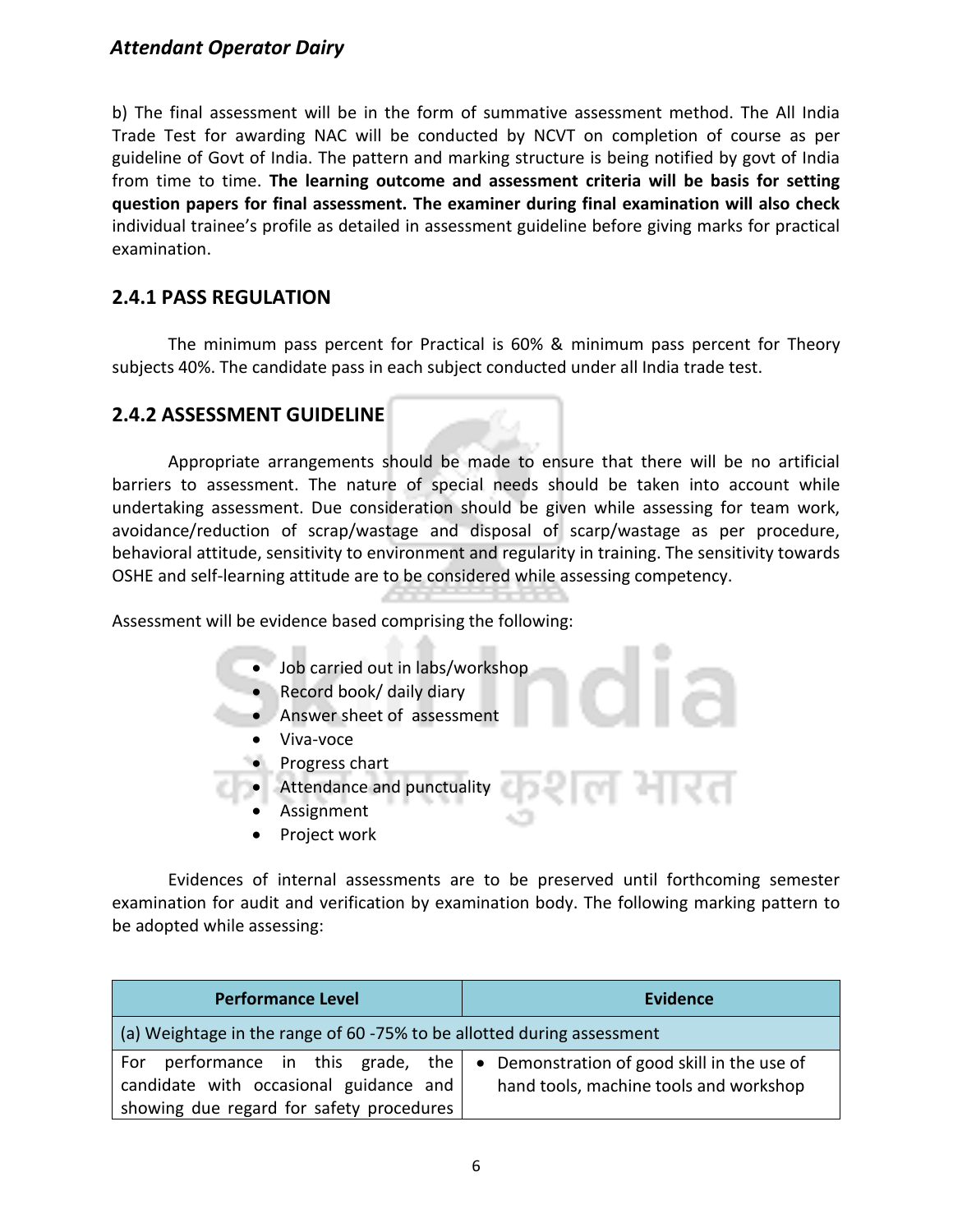b) The final assessment will be in the form of summative assessment method. The All India Trade Test for awarding NAC will be conducted by NCVT on completion of course as per guideline of Govt of India. The pattern and marking structure is being notified by govt of India from time to time. **The learning outcome and assessment criteria will be basis for setting question papers for final assessment. The examiner during final examination will also check** individual trainee's profile as detailed in assessment guideline before giving marks for practical examination.

## 2.4.1 PASS REGULATION

The minimum pass percent for Practical is 60% & minimum pass percent for Theory subjects 40%. The candidate pass in each subject conducted under all India trade test.

## 2.4.2 ASSESSMENT GUIDELINE

Appropriate arrangements should be made to ensure that there will be no artificial barriers to assessment. The nature of special needs should be taken into account while undertaking assessment. Due consideration should be given while assessing for team work, avoidance/reduction of scrap/wastage and disposal of scarp/wastage as per procedure, behavioral attitude, sensitivity to environment and regularity in training. The sensitivity towards OSHE and self-learning attitude are to be considered while assessing competency.

Assessment will be evidence based comprising the following:

- Job carried out in labs/workshop
- Record book/ daily diary
- Answer sheet of assessment
- Viva-voce
- Progress chart
- Attendance and punctuality
- Assignment
- Project work

Evidences of internal assessments are to be preserved until forthcoming semester examination for audit and verification by examination body. The following marking pattern to be adopted while assessing:

| Performance Level | Evidence |
|---|---|
| (a) Weightage in the range of 60 -75% to be allotted during assessment | |
| For performance in this grade, the candidate with occasional guidance and showing due regard for safety procedures | • Demonstration of good skill in the use of hand tools, machine tools and workshop |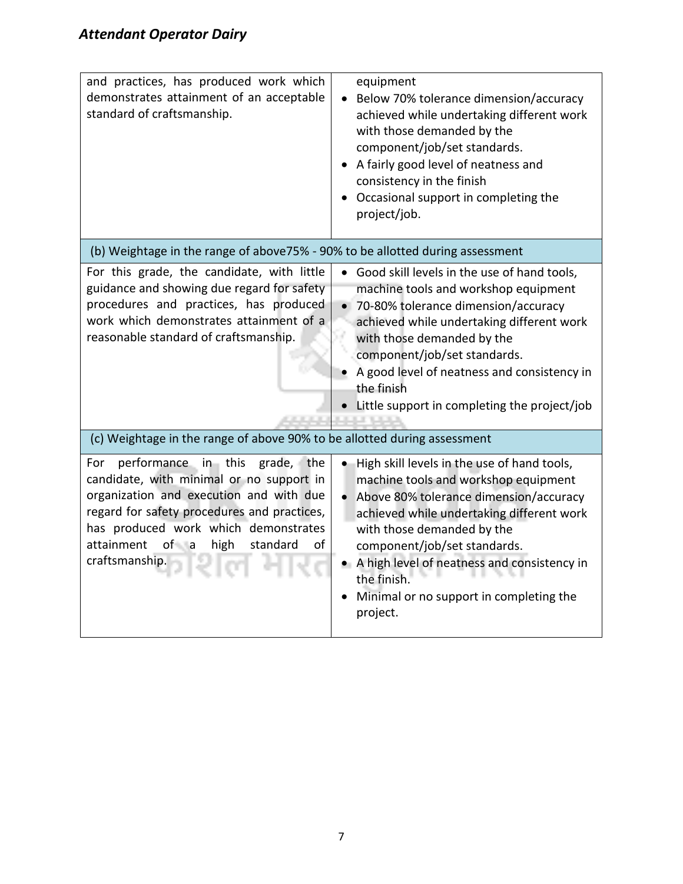| | |
|---|---|
| and practices, has produced work which demonstrates attainment of an acceptable standard of craftsmanship. | equipment<br>• Below 70% tolerance dimension/accuracy achieved while undertaking different work with those demanded by the component/job/set standards.<br>• A fairly good level of neatness and consistency in the finish<br>• Occasional support in completing the project/job. |
| (b) Weightage in the range of above75% - 90% to be allotted during assessment | |
| For this grade, the candidate, with little guidance and showing due regard for safety procedures and practices, has produced work which demonstrates attainment of a reasonable standard of craftsmanship. | • Good skill levels in the use of hand tools, machine tools and workshop equipment<br>• 70-80% tolerance dimension/accuracy achieved while undertaking different work with those demanded by the component/job/set standards.<br>• A good level of neatness and consistency in the finish<br>• Little support in completing the project/job |
| (c) Weightage in the range of above 90% to be allotted during assessment | |
| For performance in this grade, the candidate, with minimal or no support in organization and execution and with due regard for safety procedures and practices, has produced work which demonstrates attainment of a high standard of craftsmanship. | • High skill levels in the use of hand tools, machine tools and workshop equipment<br>• Above 80% tolerance dimension/accuracy achieved while undertaking different work with those demanded by the component/job/set standards.<br>• A high level of neatness and consistency in the finish.<br>• Minimal or no support in completing the project. |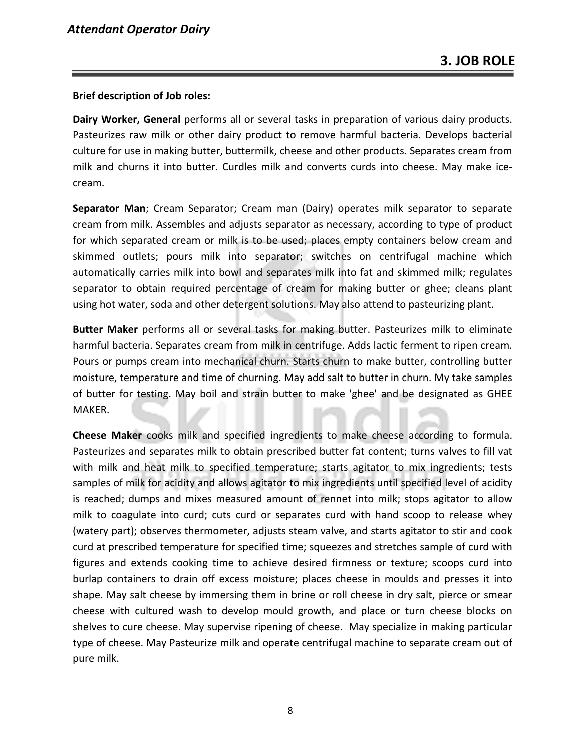# 3. JOB ROLE

**Brief description of Job roles:**

**Dairy Worker, General** performs all or several tasks in preparation of various dairy products. Pasteurizes raw milk or other dairy product to remove harmful bacteria. Develops bacterial culture for use in making butter, buttermilk, cheese and other products. Separates cream from milk and churns it into butter. Curdles milk and converts curds into cheese. May make ice-cream.

**Separator Man**; Cream Separator; Cream man (Dairy) operates milk separator to separate cream from milk. Assembles and adjusts separator as necessary, according to type of product for which separated cream or milk is to be used; places empty containers below cream and skimmed outlets; pours milk into separator; switches on centrifugal machine which automatically carries milk into bowl and separates milk into fat and skimmed milk; regulates separator to obtain required percentage of cream for making butter or ghee; cleans plant using hot water, soda and other detergent solutions. May also attend to pasteurizing plant.

**Butter Maker** performs all or several tasks for making butter. Pasteurizes milk to eliminate harmful bacteria. Separates cream from milk in centrifuge. Adds lactic ferment to ripen cream. Pours or pumps cream into mechanical churn. Starts churn to make butter, controlling butter moisture, temperature and time of churning. May add salt to butter in churn. My take samples of butter for testing. May boil and strain butter to make 'ghee' and be designated as GHEE MAKER.

**Cheese Maker** cooks milk and specified ingredients to make cheese according to formula. Pasteurizes and separates milk to obtain prescribed butter fat content; turns valves to fill vat with milk and heat milk to specified temperature; starts agitator to mix ingredients; tests samples of milk for acidity and allows agitator to mix ingredients until specified level of acidity is reached; dumps and mixes measured amount of rennet into milk; stops agitator to allow milk to coagulate into curd; cuts curd or separates curd with hand scoop to release whey (watery part); observes thermometer, adjusts steam valve, and starts agitator to stir and cook curd at prescribed temperature for specified time; squeezes and stretches sample of curd with figures and extends cooking time to achieve desired firmness or texture; scoops curd into burlap containers to drain off excess moisture; places cheese in moulds and presses it into shape. May salt cheese by immersing them in brine or roll cheese in dry salt, pierce or smear cheese with cultured wash to develop mould growth, and place or turn cheese blocks on shelves to cure cheese. May supervise ripening of cheese. May specialize in making particular type of cheese. May Pasteurize milk and operate centrifugal machine to separate cream out of pure milk.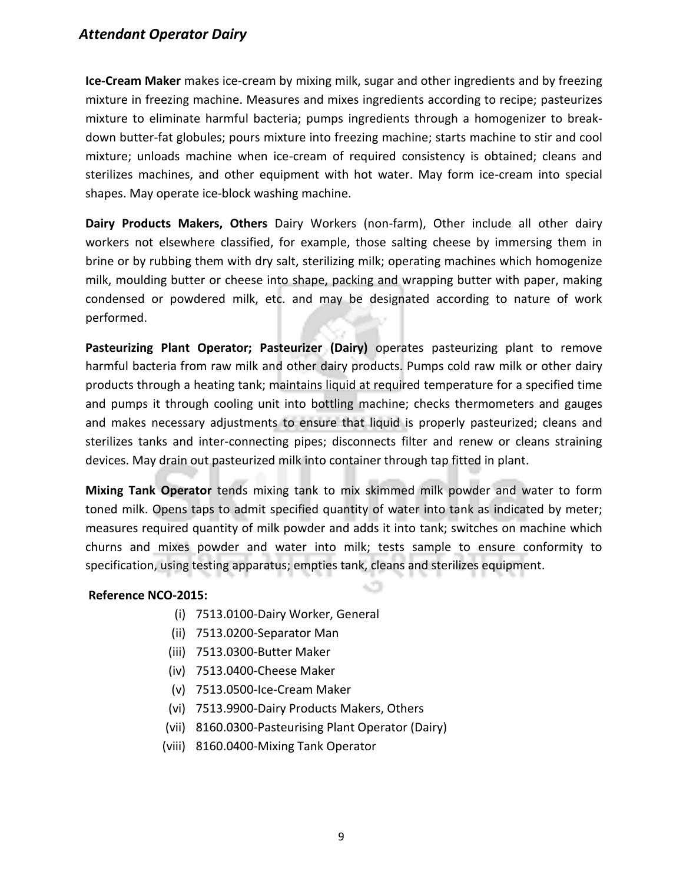**Ice-Cream Maker** makes ice-cream by mixing milk, sugar and other ingredients and by freezing mixture in freezing machine. Measures and mixes ingredients according to recipe; pasteurizes mixture to eliminate harmful bacteria; pumps ingredients through a homogenizer to break-down butter-fat globules; pours mixture into freezing machine; starts machine to stir and cool mixture; unloads machine when ice-cream of required consistency is obtained; cleans and sterilizes machines, and other equipment with hot water. May form ice-cream into special shapes. May operate ice-block washing machine.

**Dairy Products Makers, Others** Dairy Workers (non-farm), Other include all other dairy workers not elsewhere classified, for example, those salting cheese by immersing them in brine or by rubbing them with dry salt, sterilizing milk; operating machines which homogenize milk, moulding butter or cheese into shape, packing and wrapping butter with paper, making condensed or powdered milk, etc. and may be designated according to nature of work performed.

**Pasteurizing Plant Operator; Pasteurizer (Dairy)** operates pasteurizing plant to remove harmful bacteria from raw milk and other dairy products. Pumps cold raw milk or other dairy products through a heating tank; maintains liquid at required temperature for a specified time and pumps it through cooling unit into bottling machine; checks thermometers and gauges and makes necessary adjustments to ensure that liquid is properly pasteurized; cleans and sterilizes tanks and inter-connecting pipes; disconnects filter and renew or cleans straining devices. May drain out pasteurized milk into container through tap fitted in plant.

**Mixing Tank Operator** tends mixing tank to mix skimmed milk powder and water to form toned milk. Opens taps to admit specified quantity of water into tank as indicated by meter; measures required quantity of milk powder and adds it into tank; switches on machine which churns and mixes powder and water into milk; tests sample to ensure conformity to specification, using testing apparatus; empties tank, cleans and sterilizes equipment.

**Reference NCO-2015:**

(i) 7513.0100-Dairy Worker, General
(ii) 7513.0200-Separator Man
(iii) 7513.0300-Butter Maker
(iv) 7513.0400-Cheese Maker
(v) 7513.0500-Ice-Cream Maker
(vi) 7513.9900-Dairy Products Makers, Others
(vii) 8160.0300-Pasteurising Plant Operator (Dairy)
(viii) 8160.0400-Mixing Tank Operator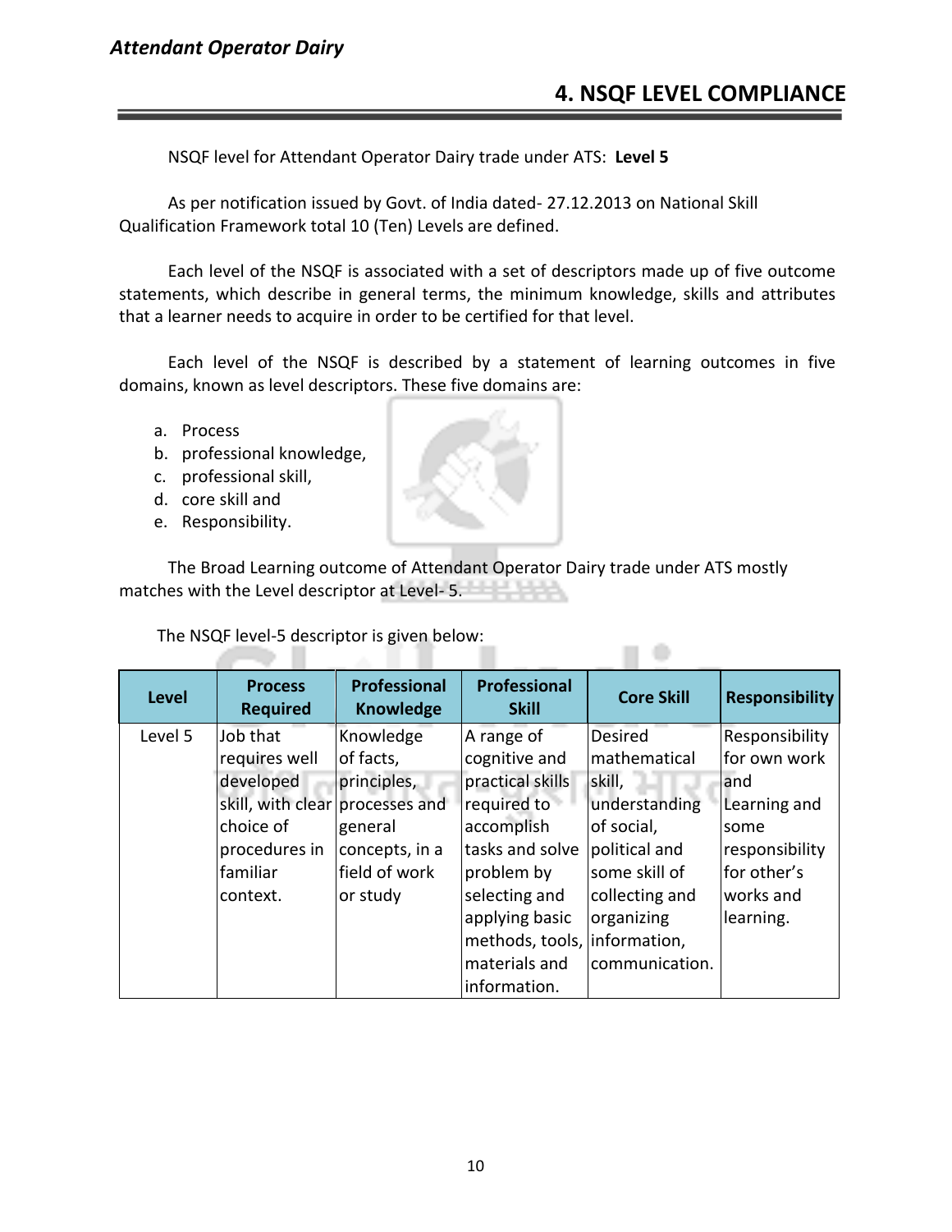# 4. NSQF LEVEL COMPLIANCE

NSQF level for Attendant Operator Dairy trade under ATS: **Level 5**

As per notification issued by Govt. of India dated- 27.12.2013 on National Skill Qualification Framework total 10 (Ten) Levels are defined.

Each level of the NSQF is associated with a set of descriptors made up of five outcome statements, which describe in general terms, the minimum knowledge, skills and attributes that a learner needs to acquire in order to be certified for that level.

Each level of the NSQF is described by a statement of learning outcomes in five domains, known as level descriptors. These five domains are:

a. Process
b. professional knowledge,
c. professional skill,
d. core skill and
e. Responsibility.

The Broad Learning outcome of Attendant Operator Dairy trade under ATS mostly matches with the Level descriptor at Level- 5.

The NSQF level-5 descriptor is given below:

| Level | Process Required | Professional Knowledge | Professional Skill | Core Skill | Responsibility |
|---|---|---|---|---|---|
| Level 5 | Job that requires well developed skill, with clear choice of procedures in familiar context. | Knowledge of facts, principles, processes and general concepts, in a field of work or study | A range of cognitive and practical skills required to accomplish tasks and solve problem by selecting and applying basic methods, tools, materials and information. | Desired mathematical skill, understanding of social, political and some skill of collecting and organizing information, communication. | Responsibility for own work and Learning and some responsibility for other's works and learning. |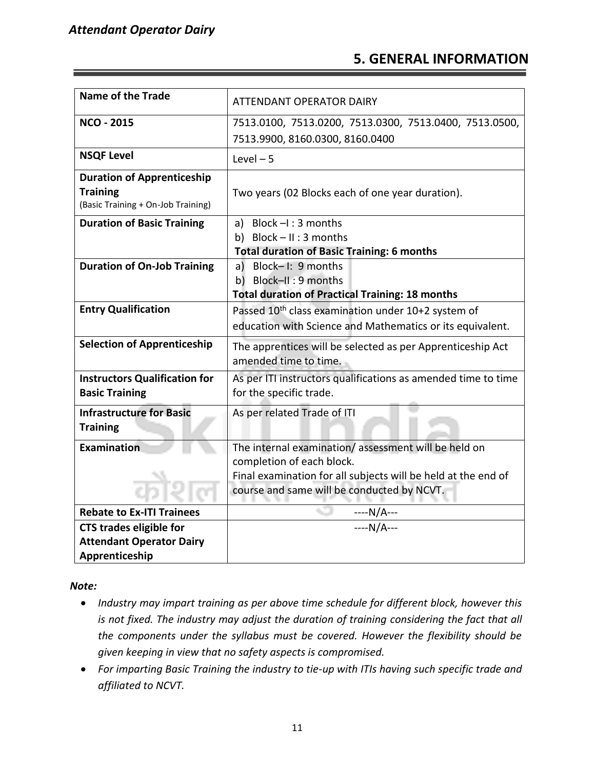# 5. GENERAL INFORMATION

| Name of the Trade | ATTENDANT OPERATOR DAIRY |
|---|---|
| **NCO - 2015** | 7513.0100, 7513.0200, 7513.0300, 7513.0400, 7513.0500, 7513.9900, 8160.0300, 8160.0400 |
| **NSQF Level** | Level – 5 |
| **Duration of Apprenticeship Training** (Basic Training + On-Job Training) | Two years (02 Blocks each of one year duration). |
| **Duration of Basic Training** | a) Block –I : 3 months<br>b) Block – II : 3 months<br>**Total duration of Basic Training: 6 months** |
| **Duration of On-Job Training** | a) Block– I: 9 months<br>b) Block–II : 9 months<br>**Total duration of Practical Training: 18 months** |
| **Entry Qualification** | Passed 10th class examination under 10+2 system of education with Science and Mathematics or its equivalent. |
| **Selection of Apprenticeship** | The apprentices will be selected as per Apprenticeship Act amended time to time. |
| **Instructors Qualification for Basic Training** | As per ITI instructors qualifications as amended time to time for the specific trade. |
| **Infrastructure for Basic Training** | As per related Trade of ITI |
| **Examination** | The internal examination/ assessment will be held on completion of each block.<br>Final examination for all subjects will be held at the end of course and same will be conducted by NCVT. |
| **Rebate to Ex-ITI Trainees** | ----N/A--- |
| **CTS trades eligible for Attendant Operator Dairy Apprenticeship** | ----N/A--- |

***Note:***

- *Industry may impart training as per above time schedule for different block, however this is not fixed. The industry may adjust the duration of training considering the fact that all the components under the syllabus must be covered. However the flexibility should be given keeping in view that no safety aspects is compromised.*
- *For imparting Basic Training the industry to tie-up with ITIs having such specific trade and affiliated to NCVT.*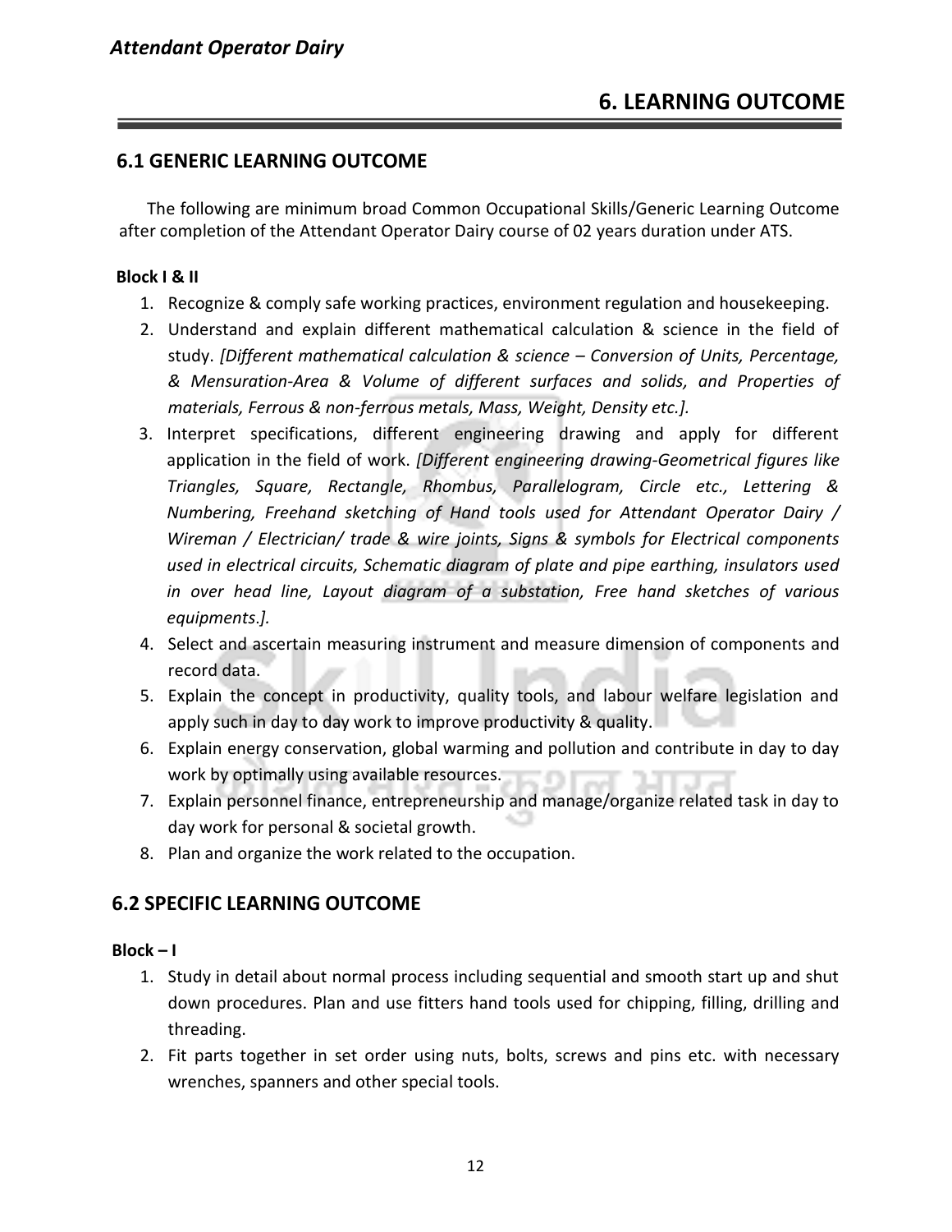## 6. LEARNING OUTCOME

### 6.1 GENERIC LEARNING OUTCOME

The following are minimum broad Common Occupational Skills/Generic Learning Outcome after completion of the Attendant Operator Dairy course of 02 years duration under ATS.

**Block I & II**

1. Recognize & comply safe working practices, environment regulation and housekeeping.
2. Understand and explain different mathematical calculation & science in the field of study. *[Different mathematical calculation & science – Conversion of Units, Percentage, & Mensuration-Area & Volume of different surfaces and solids, and Properties of materials, Ferrous & non-ferrous metals, Mass, Weight, Density etc.].*
3. Interpret specifications, different engineering drawing and apply for different application in the field of work. *[Different engineering drawing-Geometrical figures like Triangles, Square, Rectangle, Rhombus, Parallelogram, Circle etc., Lettering & Numbering, Freehand sketching of Hand tools used for Attendant Operator Dairy / Wireman / Electrician/ trade & wire joints, Signs & symbols for Electrical components used in electrical circuits, Schematic diagram of plate and pipe earthing, insulators used in over head line, Layout diagram of a substation, Free hand sketches of various equipments.].*
4. Select and ascertain measuring instrument and measure dimension of components and record data.
5. Explain the concept in productivity, quality tools, and labour welfare legislation and apply such in day to day work to improve productivity & quality.
6. Explain energy conservation, global warming and pollution and contribute in day to day work by optimally using available resources.
7. Explain personnel finance, entrepreneurship and manage/organize related task in day to day work for personal & societal growth.
8. Plan and organize the work related to the occupation.

### 6.2 SPECIFIC LEARNING OUTCOME

**Block – I**

1. Study in detail about normal process including sequential and smooth start up and shut down procedures. Plan and use fitters hand tools used for chipping, filling, drilling and threading.
2. Fit parts together in set order using nuts, bolts, screws and pins etc. with necessary wrenches, spanners and other special tools.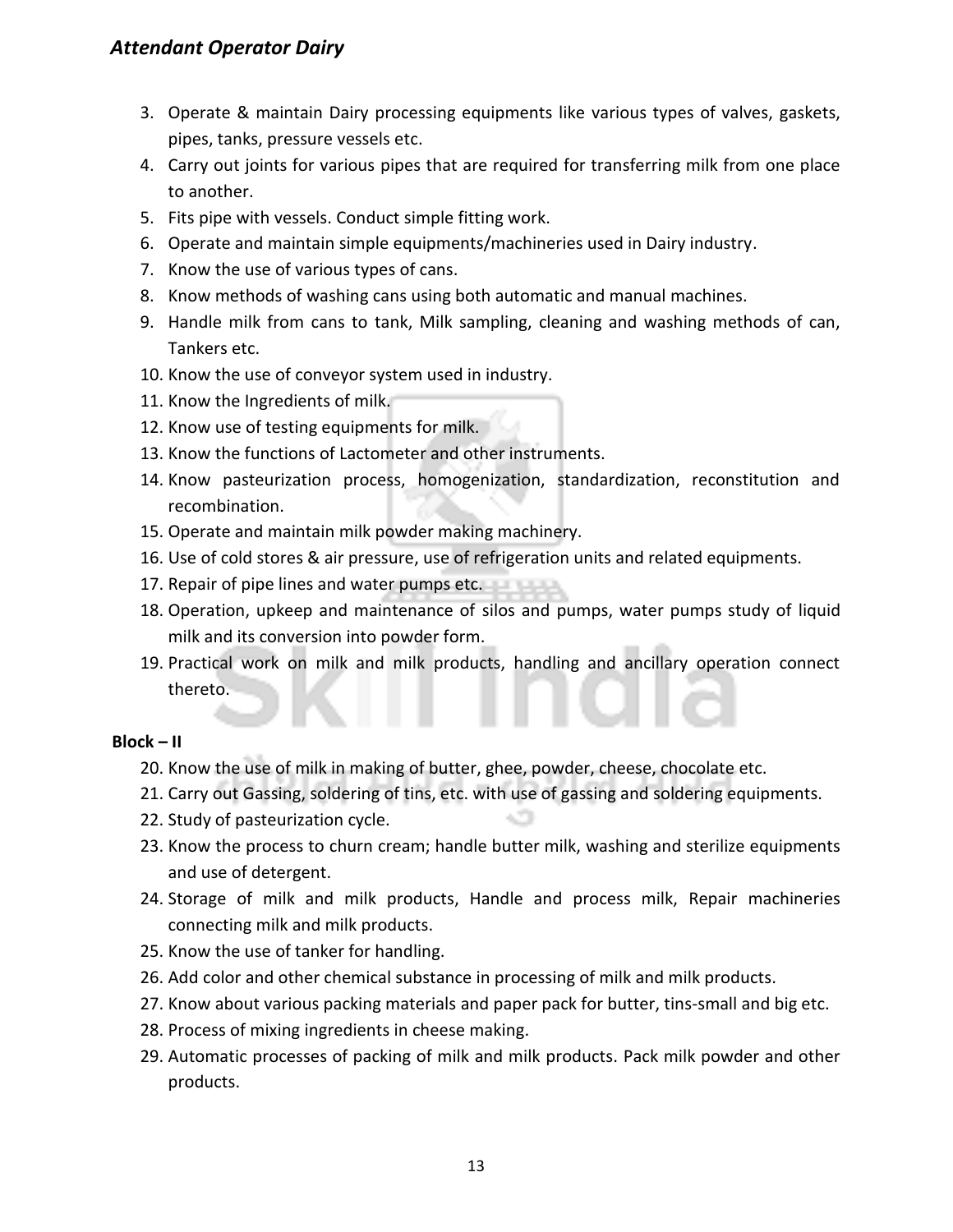3. Operate & maintain Dairy processing equipments like various types of valves, gaskets, pipes, tanks, pressure vessels etc.
4. Carry out joints for various pipes that are required for transferring milk from one place to another.
5. Fits pipe with vessels. Conduct simple fitting work.
6. Operate and maintain simple equipments/machineries used in Dairy industry.
7. Know the use of various types of cans.
8. Know methods of washing cans using both automatic and manual machines.
9. Handle milk from cans to tank, Milk sampling, cleaning and washing methods of can, Tankers etc.
10. Know the use of conveyor system used in industry.
11. Know the Ingredients of milk.
12. Know use of testing equipments for milk.
13. Know the functions of Lactometer and other instruments.
14. Know pasteurization process, homogenization, standardization, reconstitution and recombination.
15. Operate and maintain milk powder making machinery.
16. Use of cold stores & air pressure, use of refrigeration units and related equipments.
17. Repair of pipe lines and water pumps etc.
18. Operation, upkeep and maintenance of silos and pumps, water pumps study of liquid milk and its conversion into powder form.
19. Practical work on milk and milk products, handling and ancillary operation connect thereto.

**Block – II**

20. Know the use of milk in making of butter, ghee, powder, cheese, chocolate etc.
21. Carry out Gassing, soldering of tins, etc. with use of gassing and soldering equipments.
22. Study of pasteurization cycle.
23. Know the process to churn cream; handle butter milk, washing and sterilize equipments and use of detergent.
24. Storage of milk and milk products, Handle and process milk, Repair machineries connecting milk and milk products.
25. Know the use of tanker for handling.
26. Add color and other chemical substance in processing of milk and milk products.
27. Know about various packing materials and paper pack for butter, tins-small and big etc.
28. Process of mixing ingredients in cheese making.
29. Automatic processes of packing of milk and milk products. Pack milk powder and other products.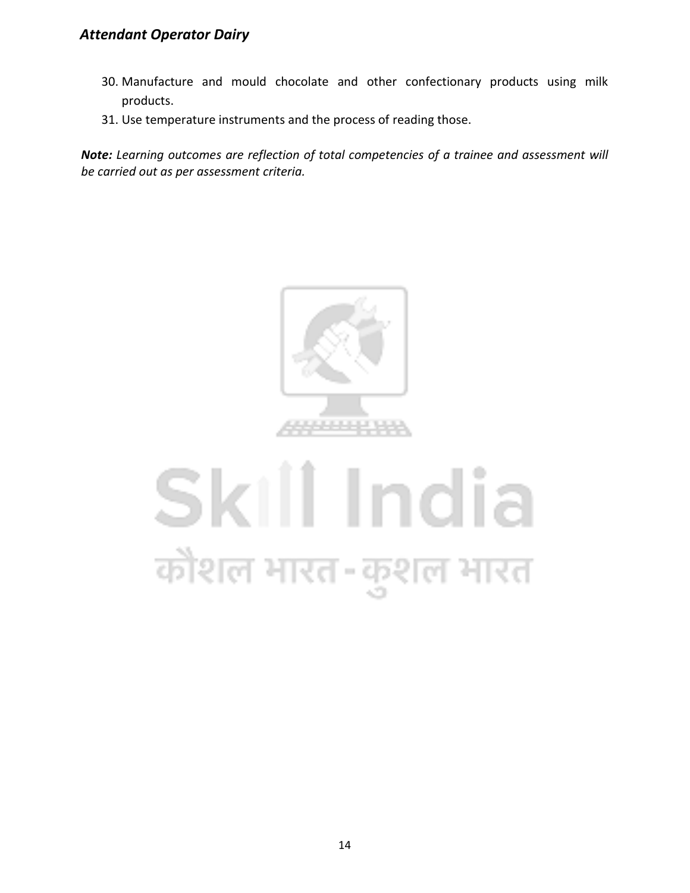30. Manufacture and mould chocolate and other confectionary products using milk products.
31. Use temperature instruments and the process of reading those.

***Note:*** *Learning outcomes are reflection of total competencies of a trainee and assessment will be carried out as per assessment criteria.*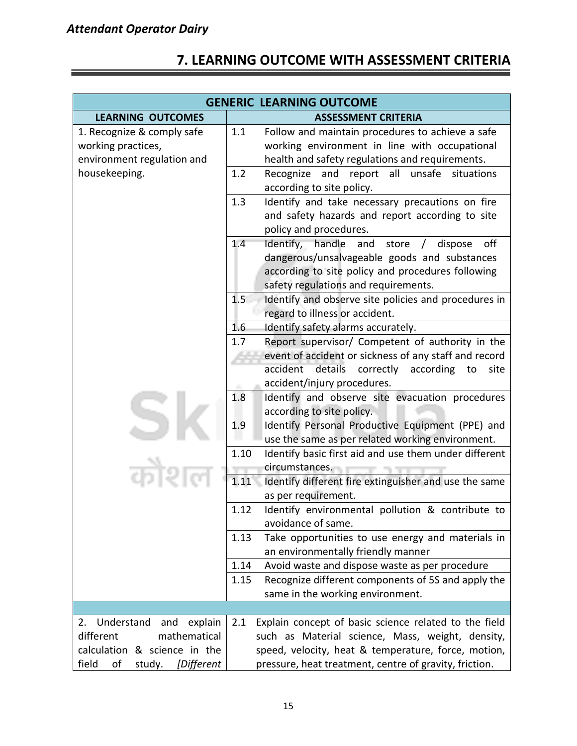## 7. LEARNING OUTCOME WITH ASSESSMENT CRITERIA

| GENERIC LEARNING OUTCOME | |
|---|---|
| **LEARNING OUTCOMES** | **ASSESSMENT CRITERIA** |
| 1. Recognize & comply safe working practices, environment regulation and housekeeping. | 1.1 Follow and maintain procedures to achieve a safe working environment in line with occupational health and safety regulations and requirements. |
| | 1.2 Recognize and report all unsafe situations according to site policy. |
| | 1.3 Identify and take necessary precautions on fire and safety hazards and report according to site policy and procedures. |
| | 1.4 Identify, handle and store / dispose off dangerous/unsalvageable goods and substances according to site policy and procedures following safety regulations and requirements. |
| | 1.5 Identify and observe site policies and procedures in regard to illness or accident. |
| | 1.6 Identify safety alarms accurately. |
| | 1.7 Report supervisor/ Competent of authority in the event of accident or sickness of any staff and record accident details correctly according to site accident/injury procedures. |
| | 1.8 Identify and observe site evacuation procedures according to site policy. |
| | 1.9 Identify Personal Productive Equipment (PPE) and use the same as per related working environment. |
| | 1.10 Identify basic first aid and use them under different circumstances. |
| | 1.11 Identify different fire extinguisher and use the same as per requirement. |
| | 1.12 Identify environmental pollution & contribute to avoidance of same. |
| | 1.13 Take opportunities to use energy and materials in an environmentally friendly manner |
| | 1.14 Avoid waste and dispose waste as per procedure |
| | 1.15 Recognize different components of 5S and apply the same in the working environment. |
| | |
| 2. Understand and explain different mathematical calculation & science in the field of study. *[Different* | 2.1 Explain concept of basic science related to the field such as Material science, Mass, weight, density, speed, velocity, heat & temperature, force, motion, pressure, heat treatment, centre of gravity, friction. |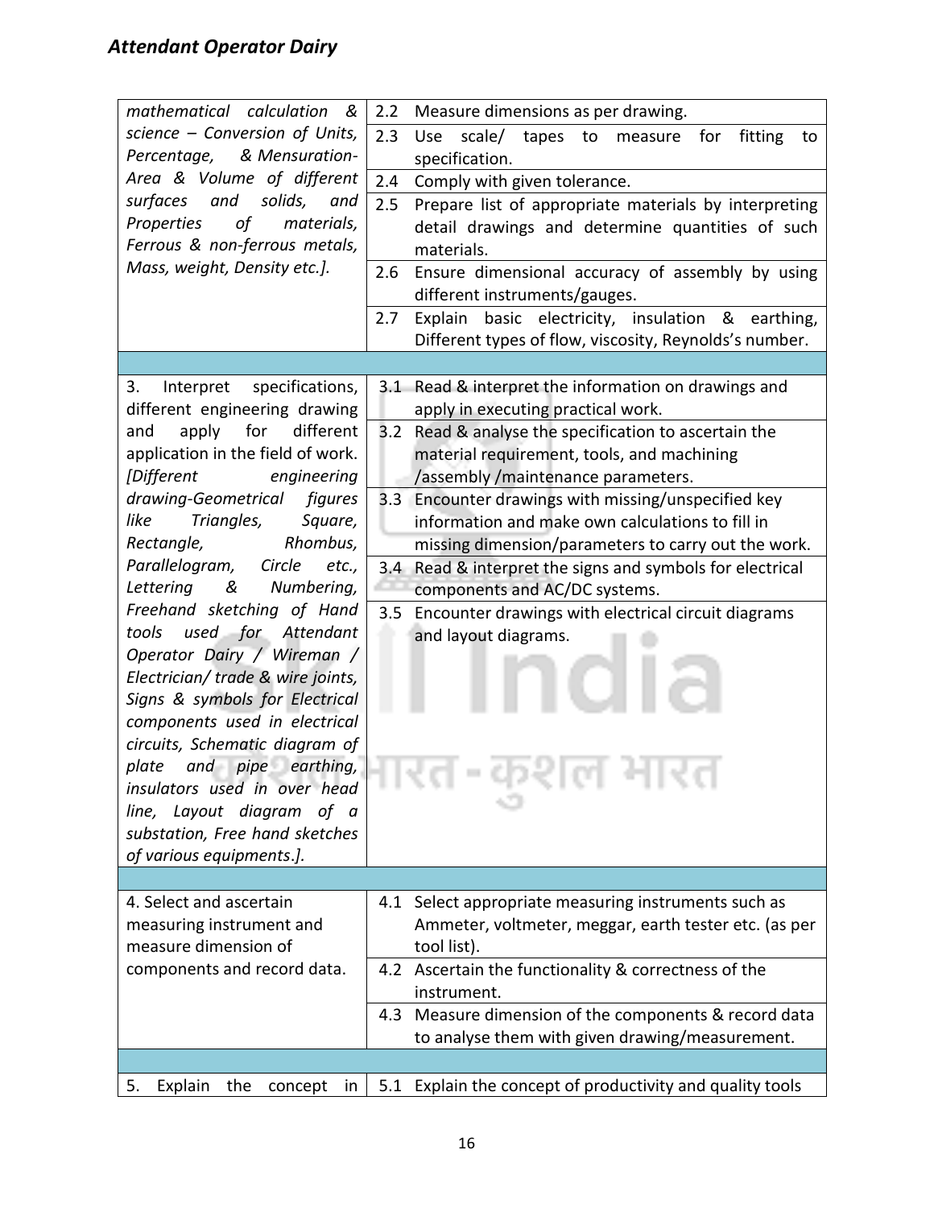| | |
|---|---|
| *mathematical calculation & science – Conversion of Units, Percentage, & Mensuration- Area & Volume of different surfaces and solids, and Properties of materials, Ferrous & non-ferrous metals, Mass, weight, Density etc.].* | 2.2 Measure dimensions as per drawing. |
| | 2.3 Use scale/ tapes to measure for fitting to specification. |
| | 2.4 Comply with given tolerance. |
| | 2.5 Prepare list of appropriate materials by interpreting detail drawings and determine quantities of such materials. |
| | 2.6 Ensure dimensional accuracy of assembly by using different instruments/gauges. |
| | 2.7 Explain basic electricity, insulation & earthing, Different types of flow, viscosity, Reynolds's number. |
| | |
| 3. Interpret specifications, different engineering drawing and apply for different application in the field of work. *[Different engineering drawing-Geometrical figures like Triangles, Square, Rectangle, Rhombus, Parallelogram, Circle etc., Lettering & Numbering, Freehand sketching of Hand tools used for Attendant Operator Dairy / Wireman / Electrician/ trade & wire joints, Signs & symbols for Electrical components used in electrical circuits, Schematic diagram of plate and pipe earthing, insulators used in over head line, Layout diagram of a substation, Free hand sketches of various equipments.].* | 3.1 Read & interpret the information on drawings and apply in executing practical work. |
| | 3.2 Read & analyse the specification to ascertain the material requirement, tools, and machining /assembly /maintenance parameters. |
| | 3.3 Encounter drawings with missing/unspecified key information and make own calculations to fill in missing dimension/parameters to carry out the work. |
| | 3.4 Read & interpret the signs and symbols for electrical components and AC/DC systems. |
| | 3.5 Encounter drawings with electrical circuit diagrams and layout diagrams. |
| | |
| 4. Select and ascertain measuring instrument and measure dimension of components and record data. | 4.1 Select appropriate measuring instruments such as Ammeter, voltmeter, meggar, earth tester etc. (as per tool list). |
| | 4.2 Ascertain the functionality & correctness of the instrument. |
| | 4.3 Measure dimension of the components & record data to analyse them with given drawing/measurement. |
| | |
| 5. Explain the concept in | 5.1 Explain the concept of productivity and quality tools |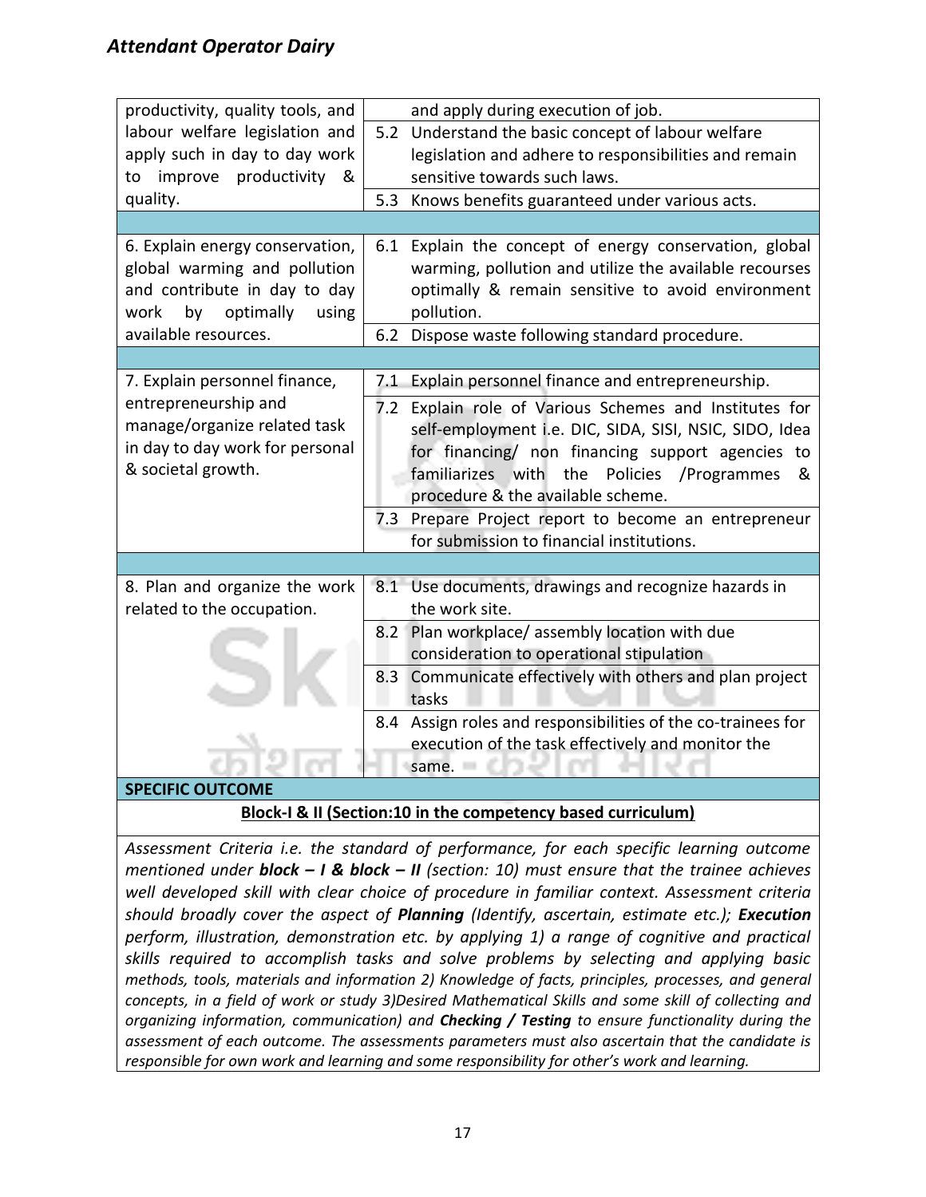| | |
|---|---|
| productivity, quality tools, and labour welfare legislation and apply such in day to day work to improve productivity & quality. | and apply during execution of job. |
| | 5.2 Understand the basic concept of labour welfare legislation and adhere to responsibilities and remain sensitive towards such laws. |
| | 5.3 Knows benefits guaranteed under various acts. |
| | |
| 6. Explain energy conservation, global warming and pollution and contribute in day to day work by optimally using available resources. | 6.1 Explain the concept of energy conservation, global warming, pollution and utilize the available recourses optimally & remain sensitive to avoid environment pollution. |
| | 6.2 Dispose waste following standard procedure. |
| | |
| 7. Explain personnel finance, entrepreneurship and manage/organize related task in day to day work for personal & societal growth. | 7.1 Explain personnel finance and entrepreneurship. |
| | 7.2 Explain role of Various Schemes and Institutes for self-employment i.e. DIC, SIDA, SISI, NSIC, SIDO, Idea for financing/ non financing support agencies to familiarizes with the Policies /Programmes & procedure & the available scheme. |
| | 7.3 Prepare Project report to become an entrepreneur for submission to financial institutions. |
| | |
| 8. Plan and organize the work related to the occupation. | 8.1 Use documents, drawings and recognize hazards in the work site. |
| | 8.2 Plan workplace/ assembly location with due consideration to operational stipulation |
| | 8.3 Communicate effectively with others and plan project tasks |
| | 8.4 Assign roles and responsibilities of the co-trainees for execution of the task effectively and monitor the same. |

**SPECIFIC OUTCOME**

**Block-I & II (Section:10 in the competency based curriculum)**

*Assessment Criteria i.e. the standard of performance, for each specific learning outcome mentioned under **block – I & block – II** (section: 10) must ensure that the trainee achieves well developed skill with clear choice of procedure in familiar context. Assessment criteria should broadly cover the aspect of **Planning** (Identify, ascertain, estimate etc.); **Execution** perform, illustration, demonstration etc. by applying 1) a range of cognitive and practical skills required to accomplish tasks and solve problems by selecting and applying basic methods, tools, materials and information 2) Knowledge of facts, principles, processes, and general concepts, in a field of work or study 3)Desired Mathematical Skills and some skill of collecting and organizing information, communication) and **Checking / Testing** to ensure functionality during the assessment of each outcome. The assessments parameters must also ascertain that the candidate is responsible for own work and learning and some responsibility for other's work and learning.*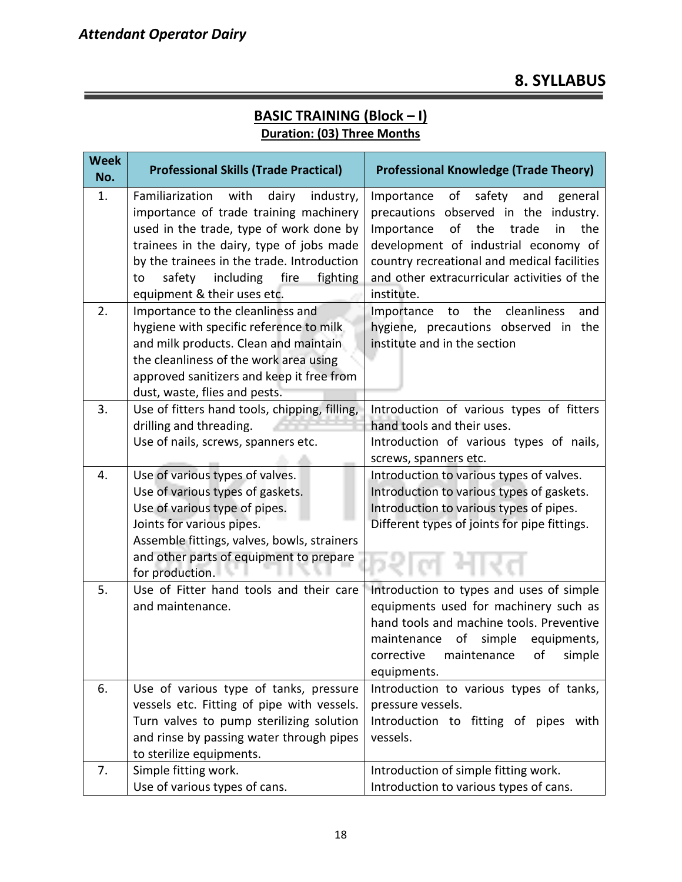## 8. SYLLABUS

### BASIC TRAINING (Block – I)

**Duration: (03) Three Months**

| Week No. | Professional Skills (Trade Practical) | Professional Knowledge (Trade Theory) |
|---|---|---|
| 1. | Familiarization with dairy industry, importance of trade training machinery used in the trade, type of work done by trainees in the dairy, type of jobs made by the trainees in the trade. Introduction to safety including fire fighting equipment & their uses etc. | Importance of safety and general precautions observed in the industry. Importance of the trade in the development of industrial economy of country recreational and medical facilities and other extracurricular activities of the institute. |
| 2. | Importance to the cleanliness and hygiene with specific reference to milk and milk products. Clean and maintain the cleanliness of the work area using approved sanitizers and keep it free from dust, waste, flies and pests. | Importance to the cleanliness and hygiene, precautions observed in the institute and in the section |
| 3. | Use of fitters hand tools, chipping, filling, drilling and threading.<br>Use of nails, screws, spanners etc. | Introduction of various types of fitters hand tools and their uses.<br>Introduction of various types of nails, screws, spanners etc. |
| 4. | Use of various types of valves.<br>Use of various types of gaskets.<br>Use of various type of pipes.<br>Joints for various pipes.<br>Assemble fittings, valves, bowls, strainers and other parts of equipment to prepare for production. | Introduction to various types of valves.<br>Introduction to various types of gaskets.<br>Introduction to various types of pipes.<br>Different types of joints for pipe fittings. |
| 5. | Use of Fitter hand tools and their care and maintenance. | Introduction to types and uses of simple equipments used for machinery such as hand tools and machine tools. Preventive maintenance of simple equipments, corrective maintenance of simple equipments. |
| 6. | Use of various type of tanks, pressure vessels etc. Fitting of pipe with vessels. Turn valves to pump sterilizing solution and rinse by passing water through pipes to sterilize equipments. | Introduction to various types of tanks, pressure vessels.<br>Introduction to fitting of pipes with vessels. |
| 7. | Simple fitting work.<br>Use of various types of cans. | Introduction of simple fitting work.<br>Introduction to various types of cans. |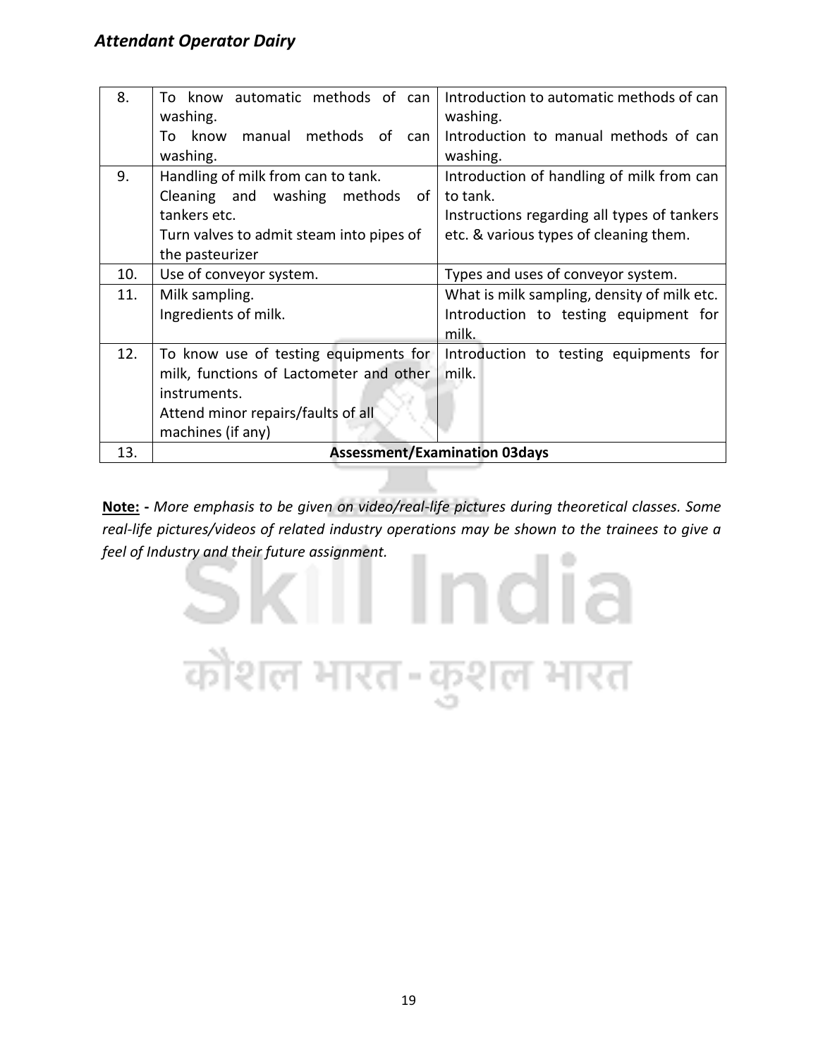| 8. | To know automatic methods of can washing.<br>To know manual methods of can washing. | Introduction to automatic methods of can washing.<br>Introduction to manual methods of can washing. |
|---|---|---|
| 9. | Handling of milk from can to tank.<br>Cleaning and washing methods of tankers etc.<br>Turn valves to admit steam into pipes of the pasteurizer | Introduction of handling of milk from can to tank.<br>Instructions regarding all types of tankers etc. & various types of cleaning them. |
| 10. | Use of conveyor system. | Types and uses of conveyor system. |
| 11. | Milk sampling.<br>Ingredients of milk. | What is milk sampling, density of milk etc.<br>Introduction to testing equipment for milk. |
| 12. | To know use of testing equipments for milk, functions of Lactometer and other instruments.<br>Attend minor repairs/faults of all machines (if any) | Introduction to testing equipments for milk. |
| 13. | **Assessment/Examination 03days** | |

**Note: -** *More emphasis to be given on video/real-life pictures during theoretical classes. Some real-life pictures/videos of related industry operations may be shown to the trainees to give a feel of Industry and their future assignment.*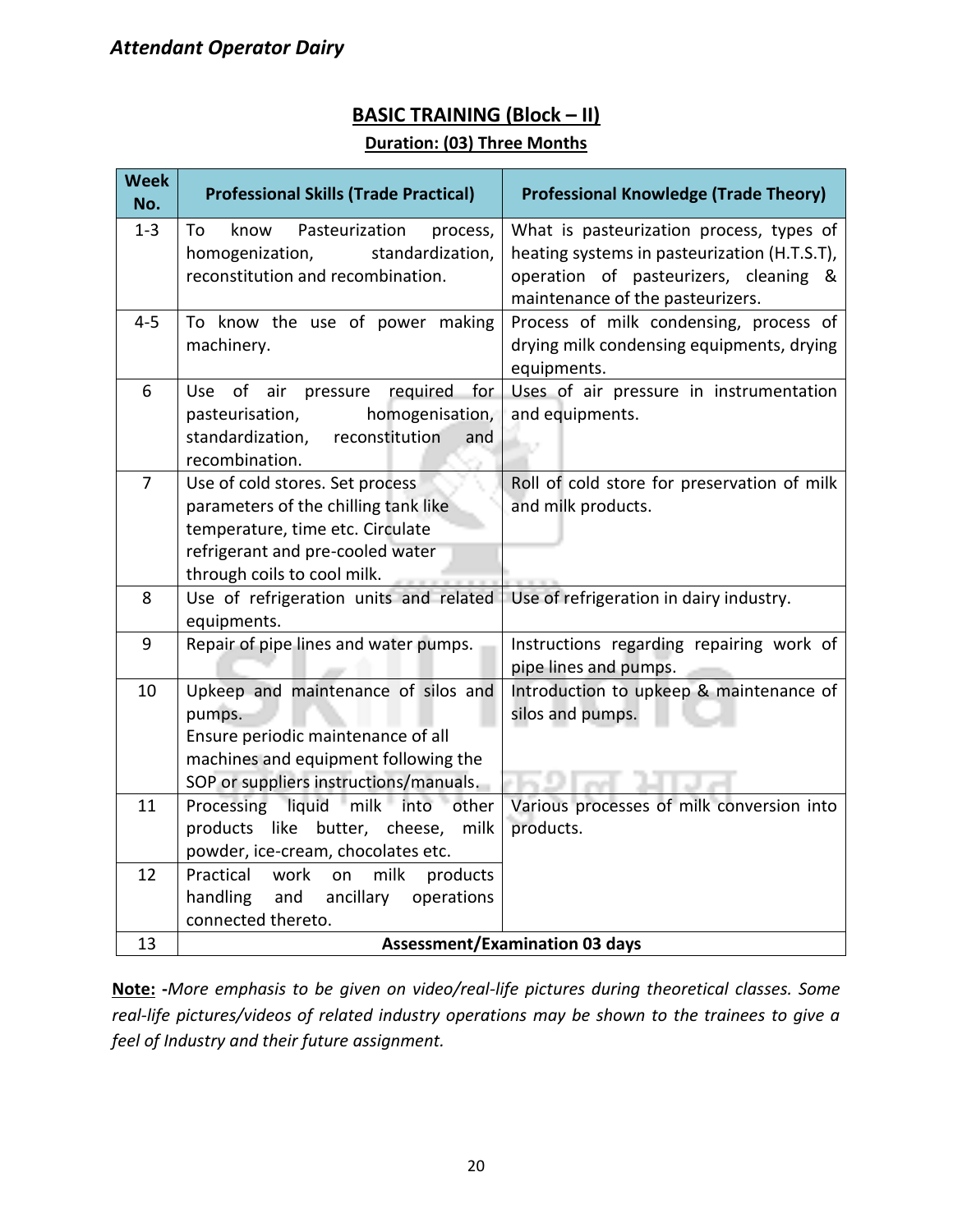## BASIC TRAINING (Block – II)

**Duration: (03) Three Months**

| Week No. | Professional Skills (Trade Practical) | Professional Knowledge (Trade Theory) |
|---|---|---|
| 1-3 | To know Pasteurization process, homogenization, standardization, reconstitution and recombination. | What is pasteurization process, types of heating systems in pasteurization (H.T.S.T), operation of pasteurizers, cleaning & maintenance of the pasteurizers. |
| 4-5 | To know the use of power making machinery. | Process of milk condensing, process of drying milk condensing equipments, drying equipments. |
| 6 | Use of air pressure required for pasteurisation, homogenisation, standardization, reconstitution and recombination. | Uses of air pressure in instrumentation and equipments. |
| 7 | Use of cold stores. Set process parameters of the chilling tank like temperature, time etc. Circulate refrigerant and pre-cooled water through coils to cool milk. | Roll of cold store for preservation of milk and milk products. |
| 8 | Use of refrigeration units and related equipments. | Use of refrigeration in dairy industry. |
| 9 | Repair of pipe lines and water pumps. | Instructions regarding repairing work of pipe lines and pumps. |
| 10 | Upkeep and maintenance of silos and pumps.<br>Ensure periodic maintenance of all machines and equipment following the SOP or suppliers instructions/manuals. | Introduction to upkeep & maintenance of silos and pumps. |
| 11 | Processing liquid milk into other products like butter, cheese, milk powder, ice-cream, chocolates etc. | Various processes of milk conversion into products. |
| 12 | Practical work on milk products handling and ancillary operations connected thereto. | |
| 13 | **Assessment/Examination 03 days** | |

**Note: -***More emphasis to be given on video/real-life pictures during theoretical classes. Some real-life pictures/videos of related industry operations may be shown to the trainees to give a feel of Industry and their future assignment.*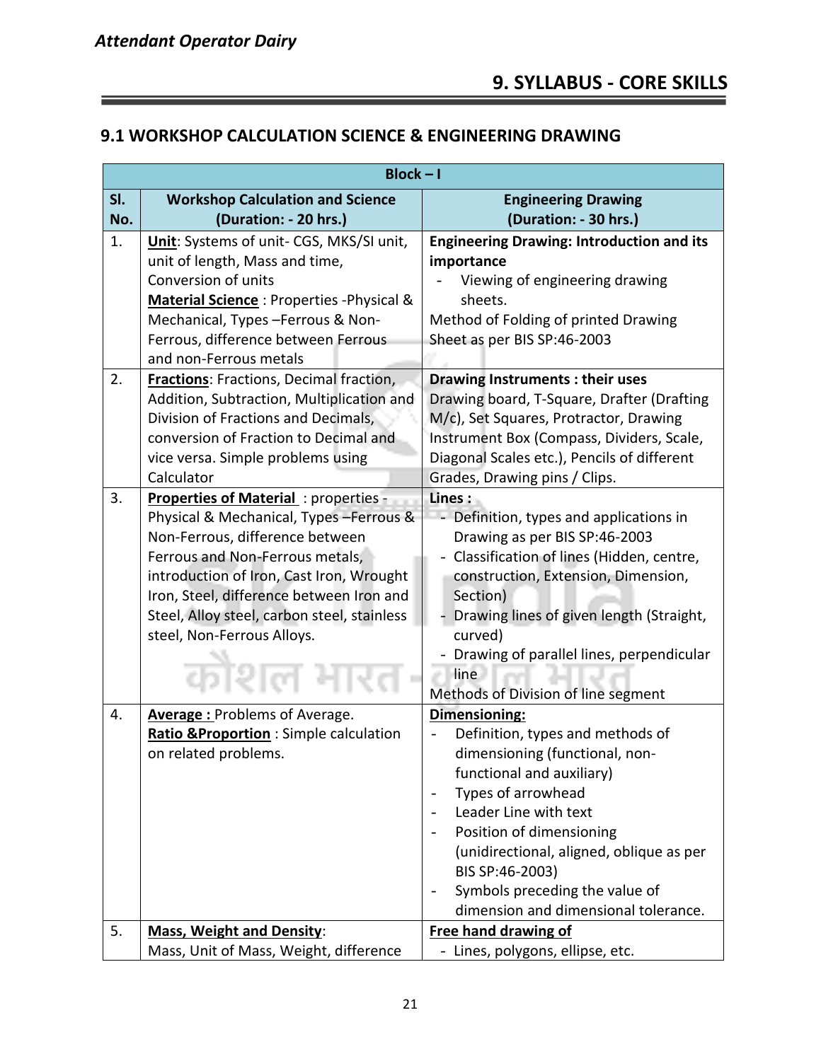# 9. SYLLABUS - CORE SKILLS

## 9.1 WORKSHOP CALCULATION SCIENCE & ENGINEERING DRAWING

| Block – I | | |
|---|---|---|
| **Sl. No.** | **Workshop Calculation and Science (Duration: - 20 hrs.)** | **Engineering Drawing (Duration: - 30 hrs.)** |
| 1. | **Unit**: Systems of unit- CGS, MKS/SI unit, unit of length, Mass and time, Conversion of units<br>**Material Science** : Properties -Physical & Mechanical, Types –Ferrous & Non-Ferrous, difference between Ferrous and non-Ferrous metals | **Engineering Drawing: Introduction and its importance**<br>- Viewing of engineering drawing sheets.<br>Method of Folding of printed Drawing Sheet as per BIS SP:46-2003 |
| 2. | **Fractions**: Fractions, Decimal fraction, Addition, Subtraction, Multiplication and Division of Fractions and Decimals, conversion of Fraction to Decimal and vice versa. Simple problems using Calculator | **Drawing Instruments : their uses**<br>Drawing board, T-Square, Drafter (Drafting M/c), Set Squares, Protractor, Drawing Instrument Box (Compass, Dividers, Scale, Diagonal Scales etc.), Pencils of different Grades, Drawing pins / Clips. |
| 3. | **Properties of Material** : properties - Physical & Mechanical, Types –Ferrous & Non-Ferrous, difference between Ferrous and Non-Ferrous metals, introduction of Iron, Cast Iron, Wrought Iron, Steel, difference between Iron and Steel, Alloy steel, carbon steel, stainless steel, Non-Ferrous Alloys. | **Lines :**<br>- Definition, types and applications in Drawing as per BIS SP:46-2003<br>- Classification of lines (Hidden, centre, construction, Extension, Dimension, Section)<br>- Drawing lines of given length (Straight, curved)<br>- Drawing of parallel lines, perpendicular line<br>Methods of Division of line segment |
| 4. | **Average :** Problems of Average.<br>**Ratio &Proportion** : Simple calculation on related problems. | **Dimensioning:**<br>- Definition, types and methods of dimensioning (functional, non-functional and auxiliary)<br>- Types of arrowhead<br>- Leader Line with text<br>- Position of dimensioning (unidirectional, aligned, oblique as per BIS SP:46-2003)<br>- Symbols preceding the value of dimension and dimensional tolerance. |
| 5. | **Mass, Weight and Density**:<br>Mass, Unit of Mass, Weight, difference | **Free hand drawing of**<br>- Lines, polygons, ellipse, etc. |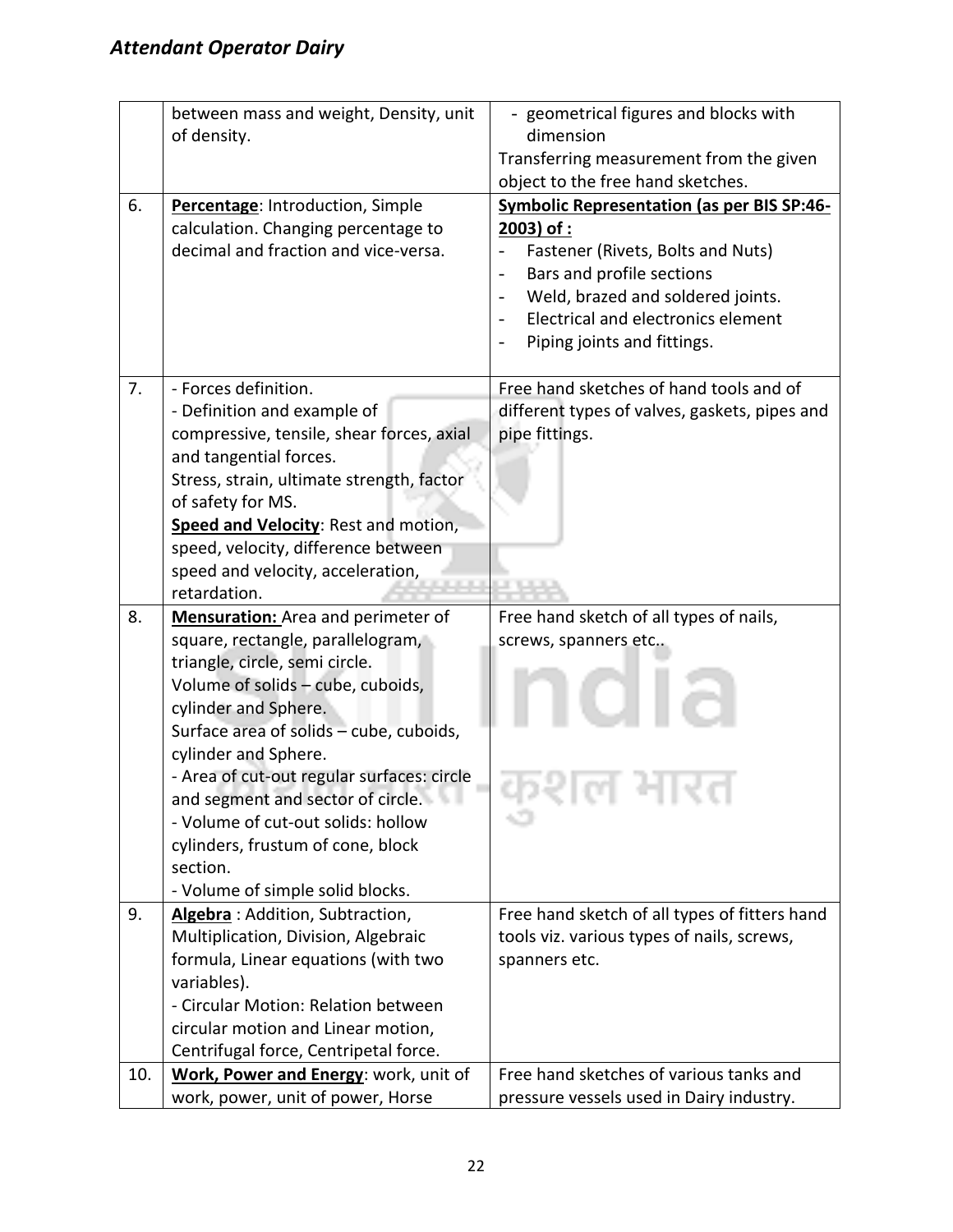| | | |
|---|---|---|
| | between mass and weight, Density, unit of density. | - geometrical figures and blocks with dimension<br>Transferring measurement from the given object to the free hand sketches. |
| 6. | **Percentage**: Introduction, Simple calculation. Changing percentage to decimal and fraction and vice-versa. | **Symbolic Representation (as per BIS SP:46-2003) of :**<br>- Fastener (Rivets, Bolts and Nuts)<br>- Bars and profile sections<br>- Weld, brazed and soldered joints.<br>- Electrical and electronics element<br>- Piping joints and fittings. |
| 7. | - Forces definition.<br>- Definition and example of compressive, tensile, shear forces, axial and tangential forces.<br>Stress, strain, ultimate strength, factor of safety for MS.<br>**Speed and Velocity**: Rest and motion, speed, velocity, difference between speed and velocity, acceleration, retardation. | Free hand sketches of hand tools and of different types of valves, gaskets, pipes and pipe fittings. |
| 8. | **Mensuration:** Area and perimeter of square, rectangle, parallelogram, triangle, circle, semi circle.<br>Volume of solids – cube, cuboids, cylinder and Sphere.<br>Surface area of solids – cube, cuboids, cylinder and Sphere.<br>- Area of cut-out regular surfaces: circle and segment and sector of circle.<br>- Volume of cut-out solids: hollow cylinders, frustum of cone, block section.<br>- Volume of simple solid blocks. | Free hand sketch of all types of nails, screws, spanners etc.. |
| 9. | **Algebra** : Addition, Subtraction, Multiplication, Division, Algebraic formula, Linear equations (with two variables).<br>- Circular Motion: Relation between circular motion and Linear motion, Centrifugal force, Centripetal force. | Free hand sketch of all types of fitters hand tools viz. various types of nails, screws, spanners etc. |
| 10. | **Work, Power and Energy**: work, unit of work, power, unit of power, Horse | Free hand sketches of various tanks and pressure vessels used in Dairy industry. |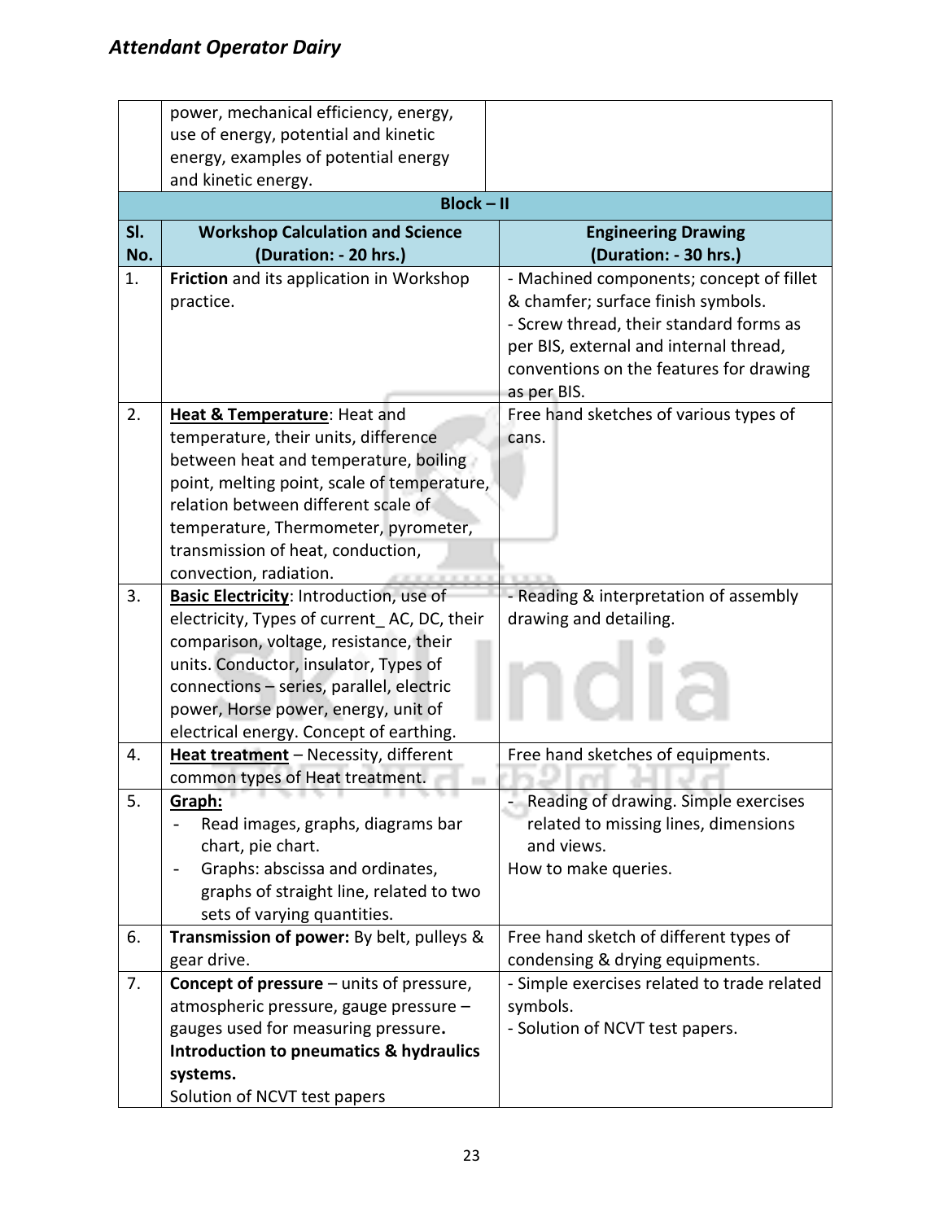| | | |
|---|---|---|
| | power, mechanical efficiency, energy, use of energy, potential and kinetic energy, examples of potential energy and kinetic energy. | |
| **Block – II** | | |
| **Sl. No.** | **Workshop Calculation and Science (Duration: - 20 hrs.)** | **Engineering Drawing (Duration: - 30 hrs.)** |
| 1. | **Friction** and its application in Workshop practice. | - Machined components; concept of fillet & chamfer; surface finish symbols.<br>- Screw thread, their standard forms as per BIS, external and internal thread, conventions on the features for drawing as per BIS. |
| 2. | **Heat & Temperature**: Heat and temperature, their units, difference between heat and temperature, boiling point, melting point, scale of temperature, relation between different scale of temperature, Thermometer, pyrometer, transmission of heat, conduction, convection, radiation. | Free hand sketches of various types of cans. |
| 3. | **Basic Electricity**: Introduction, use of electricity, Types of current_ AC, DC, their comparison, voltage, resistance, their units. Conductor, insulator, Types of connections – series, parallel, electric power, Horse power, energy, unit of electrical energy. Concept of earthing. | - Reading & interpretation of assembly drawing and detailing. |
| 4. | **Heat treatment** – Necessity, different common types of Heat treatment. | Free hand sketches of equipments. |
| 5. | **Graph:**<br>- Read images, graphs, diagrams bar chart, pie chart.<br>- Graphs: abscissa and ordinates, graphs of straight line, related to two sets of varying quantities. | - Reading of drawing. Simple exercises related to missing lines, dimensions and views.<br>How to make queries. |
| 6. | **Transmission of power:** By belt, pulleys & gear drive. | Free hand sketch of different types of condensing & drying equipments. |
| 7. | **Concept of pressure** – units of pressure, atmospheric pressure, gauge pressure – gauges used for measuring pressure.<br>**Introduction to pneumatics & hydraulics systems.**<br>Solution of NCVT test papers | - Simple exercises related to trade related symbols.<br>- Solution of NCVT test papers. |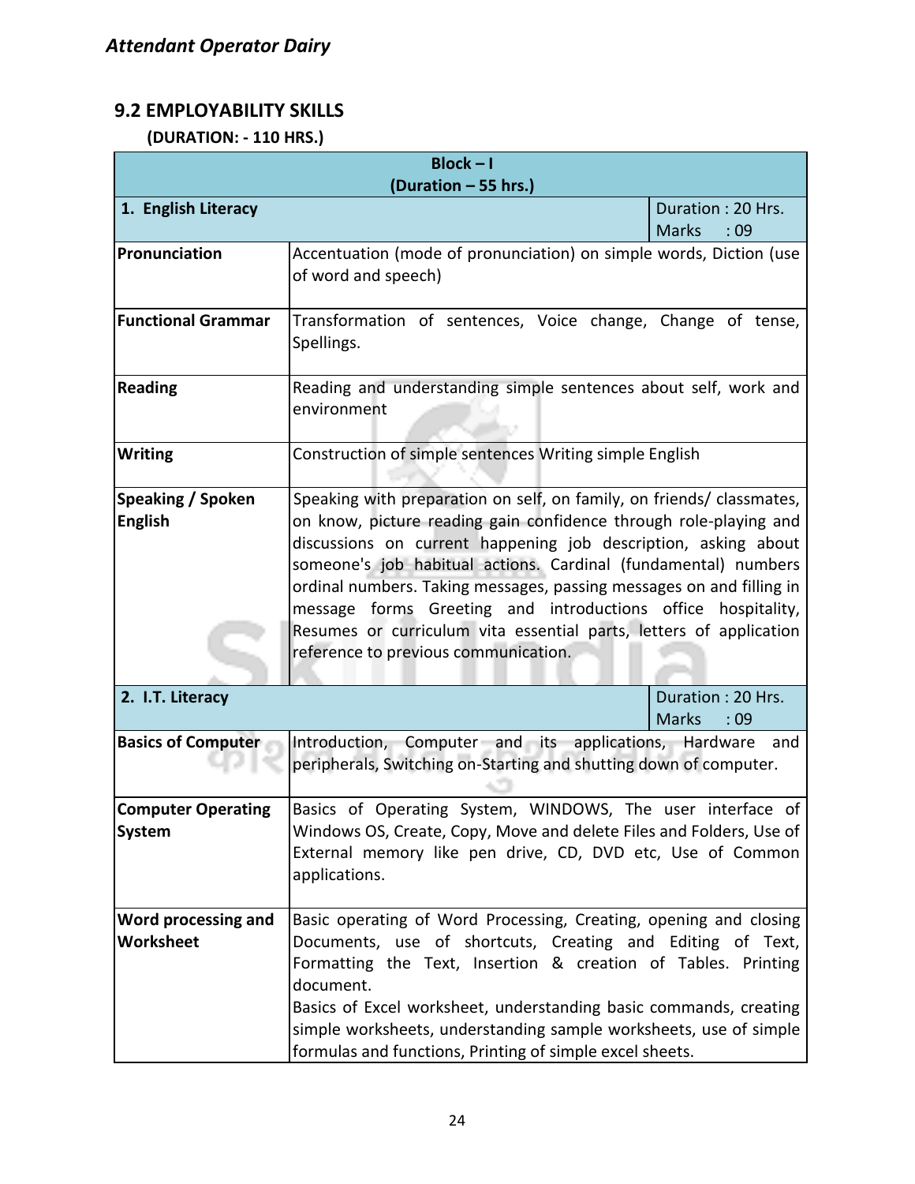## 9.2 EMPLOYABILITY SKILLS

**(DURATION: - 110 HRS.)**

| **Block – I (Duration – 55 hrs.)** | | |
|---|---|---|
| **1. English Literacy** | | Duration : 20 Hrs. Marks : 09 |
| **Pronunciation** | Accentuation (mode of pronunciation) on simple words, Diction (use of word and speech) | |
| **Functional Grammar** | Transformation of sentences, Voice change, Change of tense, Spellings. | |
| **Reading** | Reading and understanding simple sentences about self, work and environment | |
| **Writing** | Construction of simple sentences Writing simple English | |
| **Speaking / Spoken English** | Speaking with preparation on self, on family, on friends/ classmates, on know, picture reading gain confidence through role-playing and discussions on current happening job description, asking about someone's job habitual actions. Cardinal (fundamental) numbers ordinal numbers. Taking messages, passing messages on and filling in message forms Greeting and introductions office hospitality, Resumes or curriculum vita essential parts, letters of application reference to previous communication. | |
| **2. I.T. Literacy** | | Duration : 20 Hrs. Marks : 09 |
| **Basics of Computer** | Introduction, Computer and its applications, Hardware and peripherals, Switching on-Starting and shutting down of computer. | |
| **Computer Operating System** | Basics of Operating System, WINDOWS, The user interface of Windows OS, Create, Copy, Move and delete Files and Folders, Use of External memory like pen drive, CD, DVD etc, Use of Common applications. | |
| **Word processing and Worksheet** | Basic operating of Word Processing, Creating, opening and closing Documents, use of shortcuts, Creating and Editing of Text, Formatting the Text, Insertion & creation of Tables. Printing document.<br>Basics of Excel worksheet, understanding basic commands, creating simple worksheets, understanding sample worksheets, use of simple formulas and functions, Printing of simple excel sheets. | |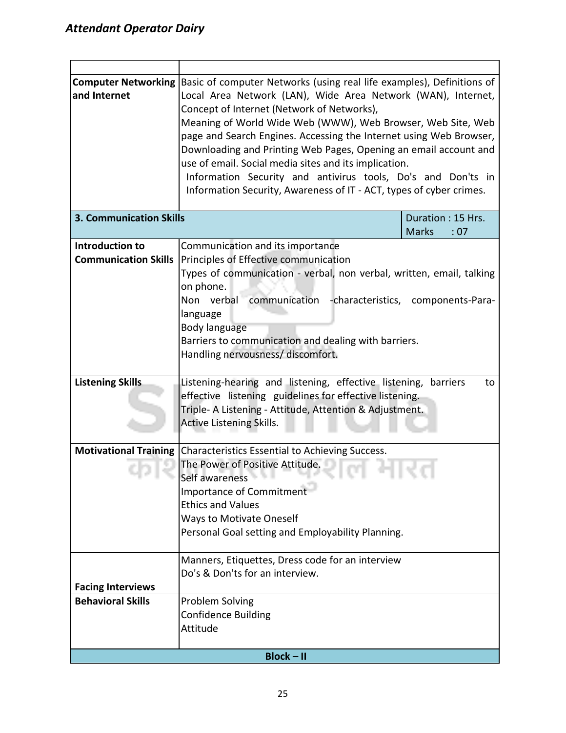| | |
|---|---|
| **Computer Networking and Internet** | Basic of computer Networks (using real life examples), Definitions of Local Area Network (LAN), Wide Area Network (WAN), Internet, Concept of Internet (Network of Networks),<br>Meaning of World Wide Web (WWW), Web Browser, Web Site, Web page and Search Engines. Accessing the Internet using Web Browser, Downloading and Printing Web Pages, Opening an email account and use of email. Social media sites and its implication.<br>Information Security and antivirus tools, Do's and Don'ts in Information Security, Awareness of IT - ACT, types of cyber crimes. |
| **3. Communication Skills** | Duration : 15 Hrs.<br>Marks : 07 |
| **Introduction to Communication Skills** | Communication and its importance<br>Principles of Effective communication<br>Types of communication - verbal, non verbal, written, email, talking on phone.<br>Non verbal communication -characteristics, components-Para-language<br>Body language<br>Barriers to communication and dealing with barriers.<br>Handling nervousness/ discomfort. |
| **Listening Skills** | Listening-hearing and listening, effective listening, barriers to effective listening guidelines for effective listening.<br>Triple- A Listening - Attitude, Attention & Adjustment.<br>Active Listening Skills. |
| **Motivational Training** | Characteristics Essential to Achieving Success.<br>The Power of Positive Attitude.<br>Self awareness<br>Importance of Commitment<br>Ethics and Values<br>Ways to Motivate Oneself<br>Personal Goal setting and Employability Planning. |
| **Facing Interviews** | Manners, Etiquettes, Dress code for an interview<br>Do's & Don'ts for an interview. |
| **Behavioral Skills** | Problem Solving<br>Confidence Building<br>Attitude |
| **Block – II** | |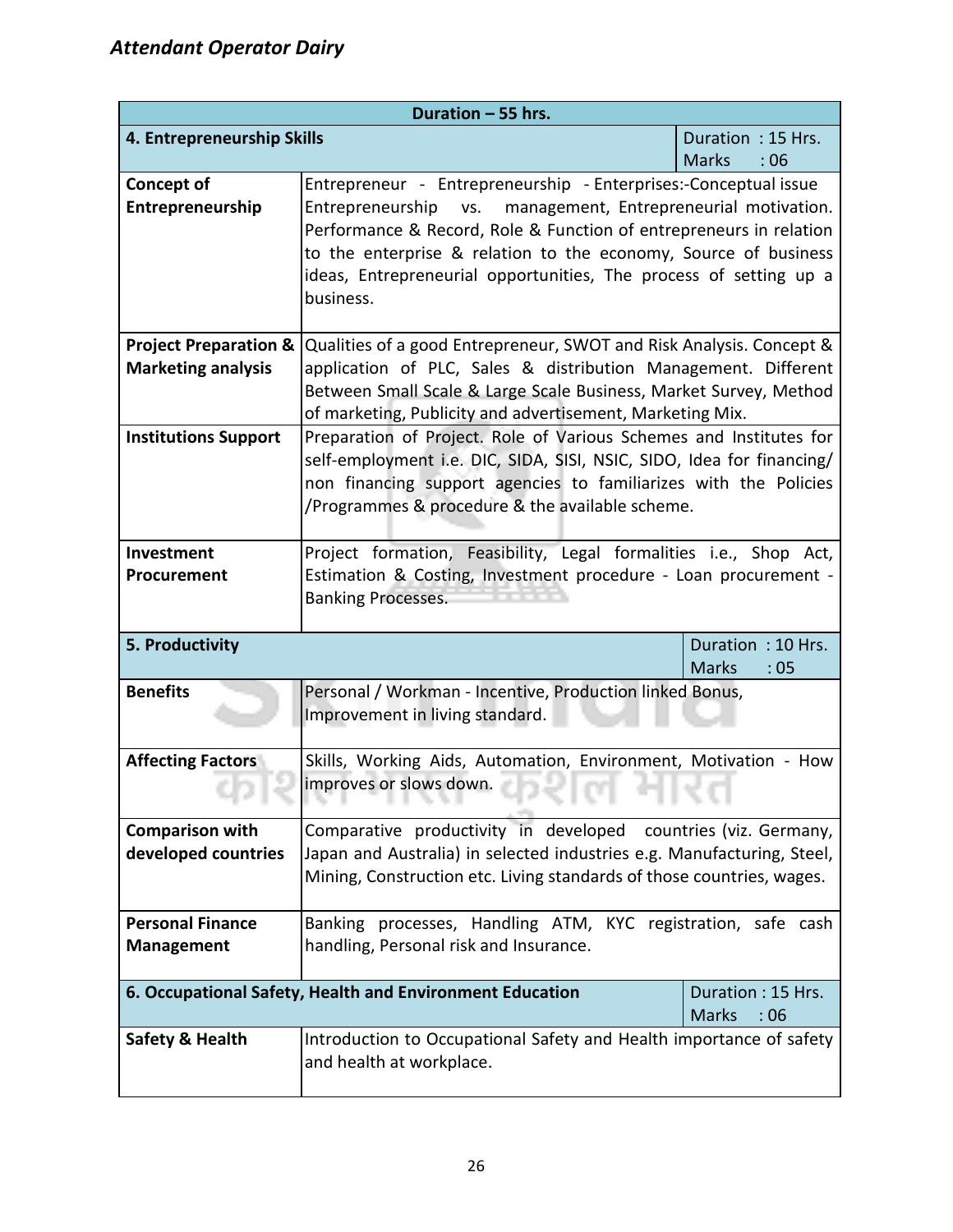| Duration – 55 hrs. | | |
|---|---|---|
| **4. Entrepreneurship Skills** | | Duration : 15 Hrs.<br>Marks : 06 |
| **Concept of Entrepreneurship** | Entrepreneur - Entrepreneurship - Enterprises:-Conceptual issue Entrepreneurship vs. management, Entrepreneurial motivation. Performance & Record, Role & Function of entrepreneurs in relation to the enterprise & relation to the economy, Source of business ideas, Entrepreneurial opportunities, The process of setting up a business. | |
| **Project Preparation & Marketing analysis** | Qualities of a good Entrepreneur, SWOT and Risk Analysis. Concept & application of PLC, Sales & distribution Management. Different Between Small Scale & Large Scale Business, Market Survey, Method of marketing, Publicity and advertisement, Marketing Mix. | |
| **Institutions Support** | Preparation of Project. Role of Various Schemes and Institutes for self-employment i.e. DIC, SIDA, SISI, NSIC, SIDO, Idea for financing/ non financing support agencies to familiarizes with the Policies /Programmes & procedure & the available scheme. | |
| **Investment Procurement** | Project formation, Feasibility, Legal formalities i.e., Shop Act, Estimation & Costing, Investment procedure - Loan procurement - Banking Processes. | |
| **5. Productivity** | | Duration : 10 Hrs.<br>Marks : 05 |
| **Benefits** | Personal / Workman - Incentive, Production linked Bonus, Improvement in living standard. | |
| **Affecting Factors** | Skills, Working Aids, Automation, Environment, Motivation - How improves or slows down. | |
| **Comparison with developed countries** | Comparative productivity in developed countries (viz. Germany, Japan and Australia) in selected industries e.g. Manufacturing, Steel, Mining, Construction etc. Living standards of those countries, wages. | |
| **Personal Finance Management** | Banking processes, Handling ATM, KYC registration, safe cash handling, Personal risk and Insurance. | |
| **6. Occupational Safety, Health and Environment Education** | | Duration : 15 Hrs.<br>Marks : 06 |
| **Safety & Health** | Introduction to Occupational Safety and Health importance of safety and health at workplace. | |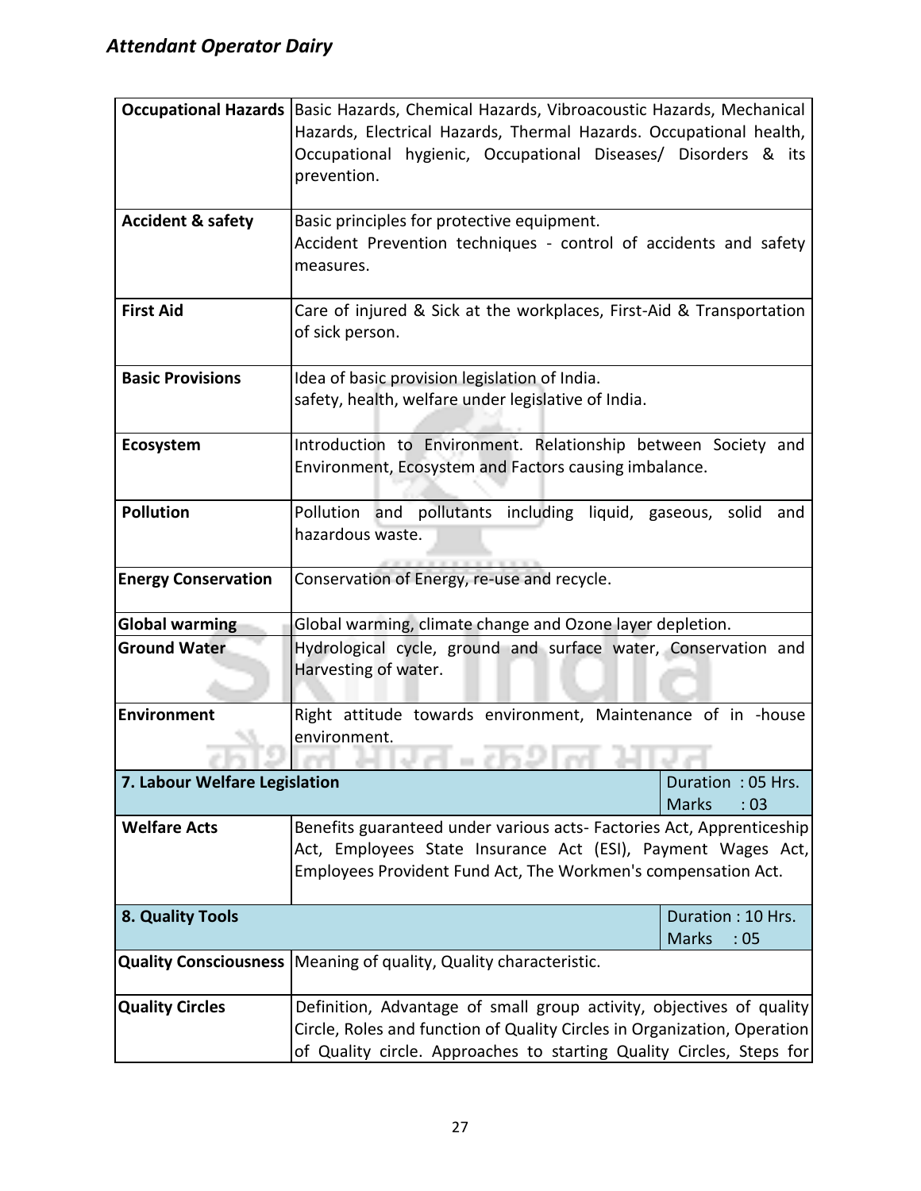| | | |
|---|---|---|
| **Occupational Hazards** | Basic Hazards, Chemical Hazards, Vibroacoustic Hazards, Mechanical Hazards, Electrical Hazards, Thermal Hazards. Occupational health, Occupational hygienic, Occupational Diseases/ Disorders & its prevention. | |
| **Accident & safety** | Basic principles for protective equipment.<br>Accident Prevention techniques - control of accidents and safety measures. | |
| **First Aid** | Care of injured & Sick at the workplaces, First-Aid & Transportation of sick person. | |
| **Basic Provisions** | Idea of basic provision legislation of India.<br>safety, health, welfare under legislative of India. | |
| **Ecosystem** | Introduction to Environment. Relationship between Society and Environment, Ecosystem and Factors causing imbalance. | |
| **Pollution** | Pollution and pollutants including liquid, gaseous, solid and hazardous waste. | |
| **Energy Conservation** | Conservation of Energy, re-use and recycle. | |
| **Global warming** | Global warming, climate change and Ozone layer depletion. | |
| **Ground Water** | Hydrological cycle, ground and surface water, Conservation and Harvesting of water. | |
| **Environment** | Right attitude towards environment, Maintenance of in -house environment. | |
| **7. Labour Welfare Legislation** | | Duration : 05 Hrs.<br>Marks : 03 |
| **Welfare Acts** | Benefits guaranteed under various acts- Factories Act, Apprenticeship Act, Employees State Insurance Act (ESI), Payment Wages Act, Employees Provident Fund Act, The Workmen's compensation Act. | |
| **8. Quality Tools** | | Duration : 10 Hrs.<br>Marks : 05 |
| **Quality Consciousness** | Meaning of quality, Quality characteristic. | |
| **Quality Circles** | Definition, Advantage of small group activity, objectives of quality Circle, Roles and function of Quality Circles in Organization, Operation of Quality circle. Approaches to starting Quality Circles, Steps for | |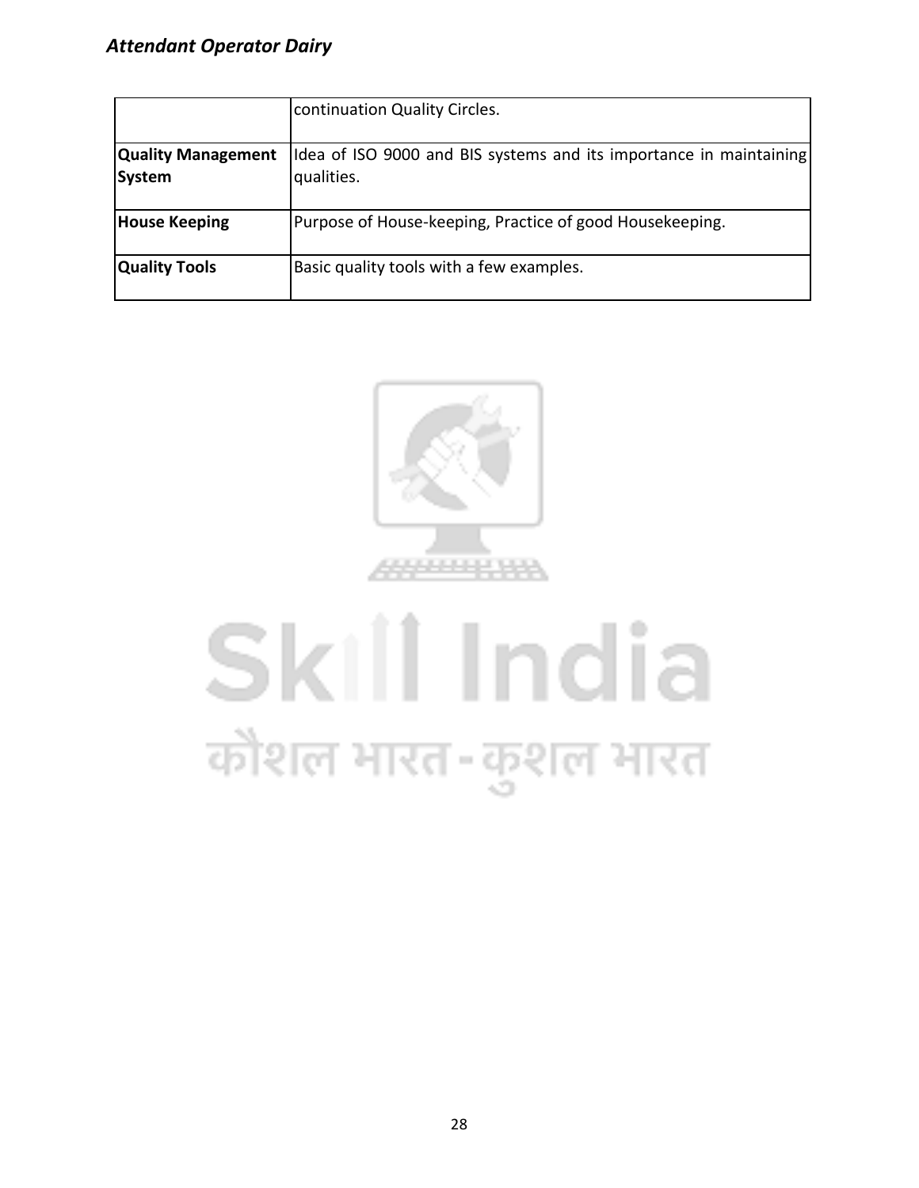|  |  |
| --- | --- |
|  | continuation Quality Circles. |
| **Quality Management System** | Idea of ISO 9000 and BIS systems and its importance in maintaining qualities. |
| **House Keeping** | Purpose of House-keeping, Practice of good Housekeeping. |
| **Quality Tools** | Basic quality tools with a few examples. |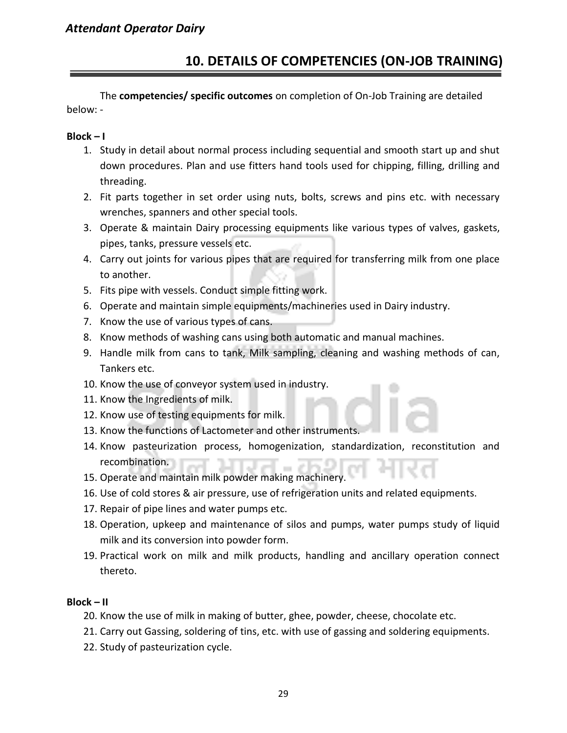## 10. DETAILS OF COMPETENCIES (ON-JOB TRAINING)

The **competencies/ specific outcomes** on completion of On-Job Training are detailed below: -

**Block – I**

1. Study in detail about normal process including sequential and smooth start up and shut down procedures. Plan and use fitters hand tools used for chipping, filling, drilling and threading.
2. Fit parts together in set order using nuts, bolts, screws and pins etc. with necessary wrenches, spanners and other special tools.
3. Operate & maintain Dairy processing equipments like various types of valves, gaskets, pipes, tanks, pressure vessels etc.
4. Carry out joints for various pipes that are required for transferring milk from one place to another.
5. Fits pipe with vessels. Conduct simple fitting work.
6. Operate and maintain simple equipments/machineries used in Dairy industry.
7. Know the use of various types of cans.
8. Know methods of washing cans using both automatic and manual machines.
9. Handle milk from cans to tank, Milk sampling, cleaning and washing methods of can, Tankers etc.
10. Know the use of conveyor system used in industry.
11. Know the Ingredients of milk.
12. Know use of testing equipments for milk.
13. Know the functions of Lactometer and other instruments.
14. Know pasteurization process, homogenization, standardization, reconstitution and recombination.
15. Operate and maintain milk powder making machinery.
16. Use of cold stores & air pressure, use of refrigeration units and related equipments.
17. Repair of pipe lines and water pumps etc.
18. Operation, upkeep and maintenance of silos and pumps, water pumps study of liquid milk and its conversion into powder form.
19. Practical work on milk and milk products, handling and ancillary operation connect thereto.

**Block – II**

20. Know the use of milk in making of butter, ghee, powder, cheese, chocolate etc.
21. Carry out Gassing, soldering of tins, etc. with use of gassing and soldering equipments.
22. Study of pasteurization cycle.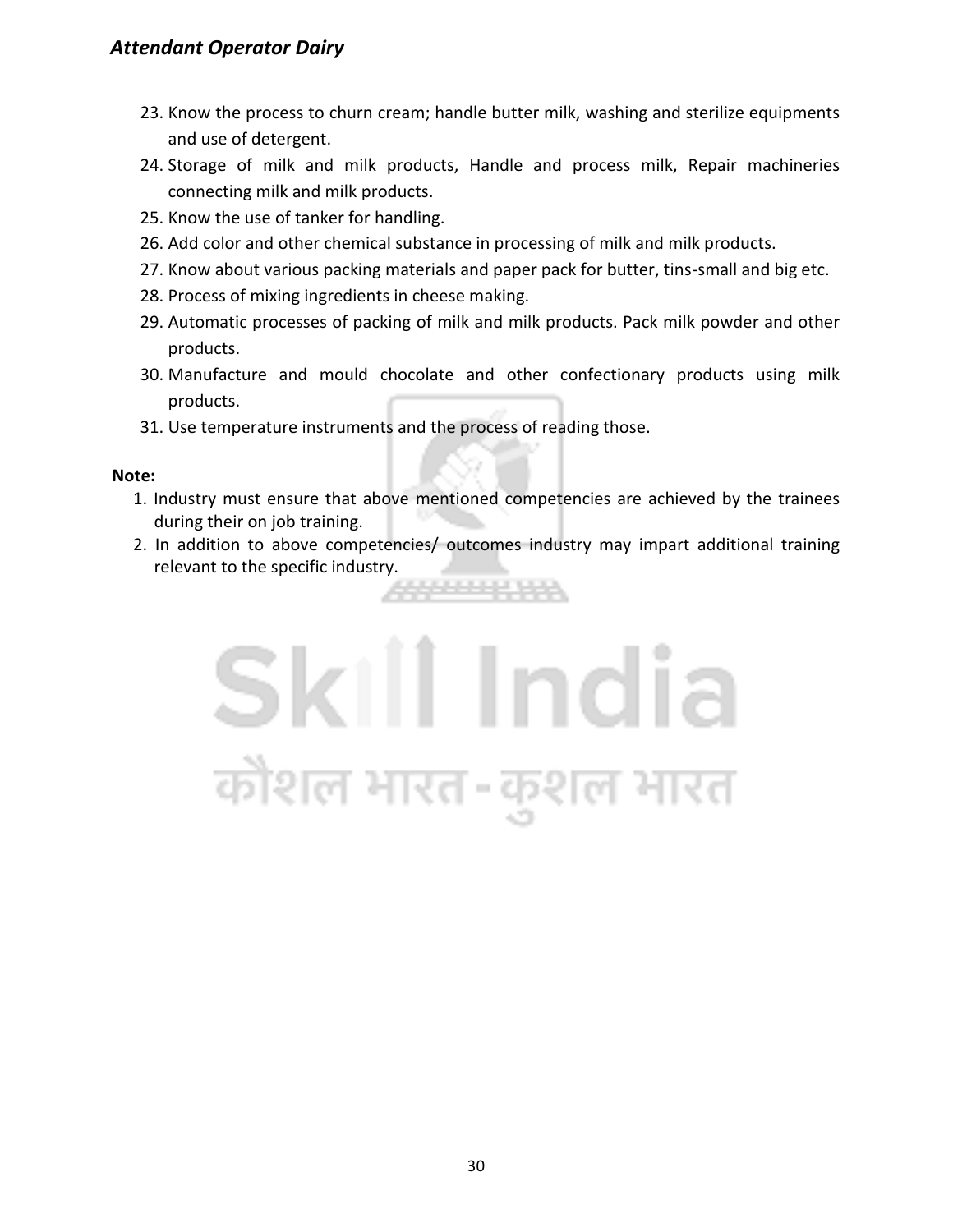23. Know the process to churn cream; handle butter milk, washing and sterilize equipments and use of detergent.
24. Storage of milk and milk products, Handle and process milk, Repair machineries connecting milk and milk products.
25. Know the use of tanker for handling.
26. Add color and other chemical substance in processing of milk and milk products.
27. Know about various packing materials and paper pack for butter, tins-small and big etc.
28. Process of mixing ingredients in cheese making.
29. Automatic processes of packing of milk and milk products. Pack milk powder and other products.
30. Manufacture and mould chocolate and other confectionary products using milk products.
31. Use temperature instruments and the process of reading those.

**Note:**

1. Industry must ensure that above mentioned competencies are achieved by the trainees during their on job training.
2. In addition to above competencies/ outcomes industry may impart additional training relevant to the specific industry.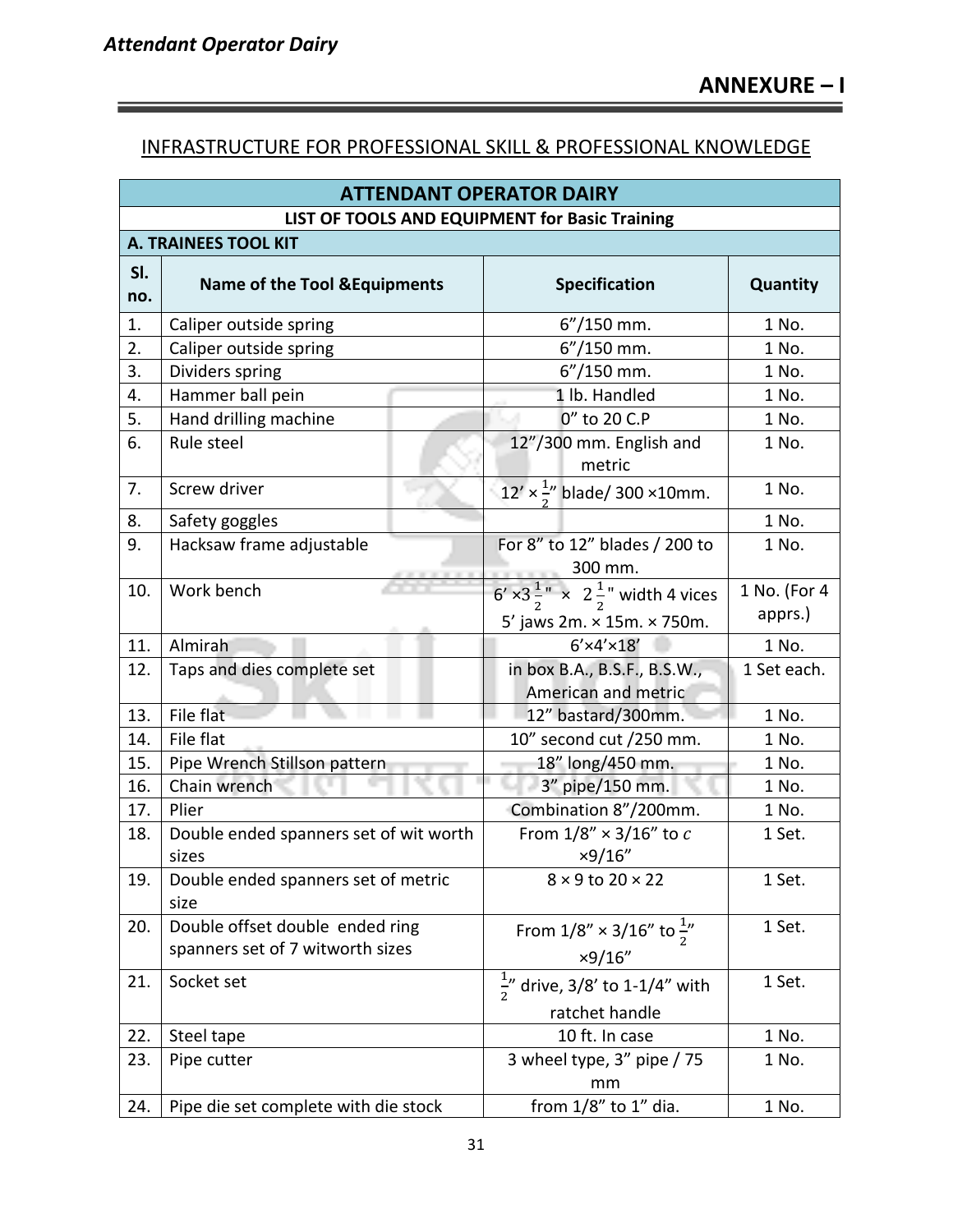## ANNEXURE – I

INFRASTRUCTURE FOR PROFESSIONAL SKILL & PROFESSIONAL KNOWLEDGE

| ATTENDANT OPERATOR DAIRY | | | |
|---|---|---|---|
| **LIST OF TOOLS AND EQUIPMENT for Basic Training** | | | |
| **A. TRAINEES TOOL KIT** | | | |
| **Sl. no.** | **Name of the Tool &Equipments** | **Specification** | **Quantity** |
| 1. | Caliper outside spring | 6”/150 mm. | 1 No. |
| 2. | Caliper outside spring | 6”/150 mm. | 1 No. |
| 3. | Dividers spring | 6”/150 mm. | 1 No. |
| 4. | Hammer ball pein | 1 lb. Handled | 1 No. |
| 5. | Hand drilling machine | 0” to 20 C.P | 1 No. |
| 6. | Rule steel | 12”/300 mm. English and metric | 1 No. |
| 7. | Screw driver | 12’ × $\frac{1}{2}$” blade/ 300 ×10mm. | 1 No. |
| 8. | Safety goggles | | 1 No. |
| 9. | Hacksaw frame adjustable | For 8” to 12” blades / 200 to 300 mm. | 1 No. |
| 10. | Work bench | 6’ ×3 $\frac{1}{2}$" × 2 $\frac{1}{2}$" width 4 vices 5’ jaws 2m. × 15m. × 750m. | 1 No. (For 4 apprs.) |
| 11. | Almirah | 6’×4’×18’ | 1 No. |
| 12. | Taps and dies complete set | in box B.A., B.S.F., B.S.W., American and metric | 1 Set each. |
| 13. | File flat | 12” bastard/300mm. | 1 No. |
| 14. | File flat | 10” second cut /250 mm. | 1 No. |
| 15. | Pipe Wrench Stillson pattern | 18” long/450 mm. | 1 No. |
| 16. | Chain wrench | 3” pipe/150 mm. | 1 No. |
| 17. | Plier | Combination 8”/200mm. | 1 No. |
| 18. | Double ended spanners set of wit worth sizes | From 1/8” × 3/16” to $c$ ×9/16” | 1 Set. |
| 19. | Double ended spanners set of metric size | 8 × 9 to 20 × 22 | 1 Set. |
| 20. | Double offset double ended ring spanners set of 7 witworth sizes | From 1/8” × 3/16” to $\frac{1}{2}$” ×9/16” | 1 Set. |
| 21. | Socket set | $\frac{1}{2}$” drive, 3/8’ to 1-1/4” with ratchet handle | 1 Set. |
| 22. | Steel tape | 10 ft. In case | 1 No. |
| 23. | Pipe cutter | 3 wheel type, 3” pipe / 75 mm | 1 No. |
| 24. | Pipe die set complete with die stock | from 1/8” to 1” dia. | 1 No. |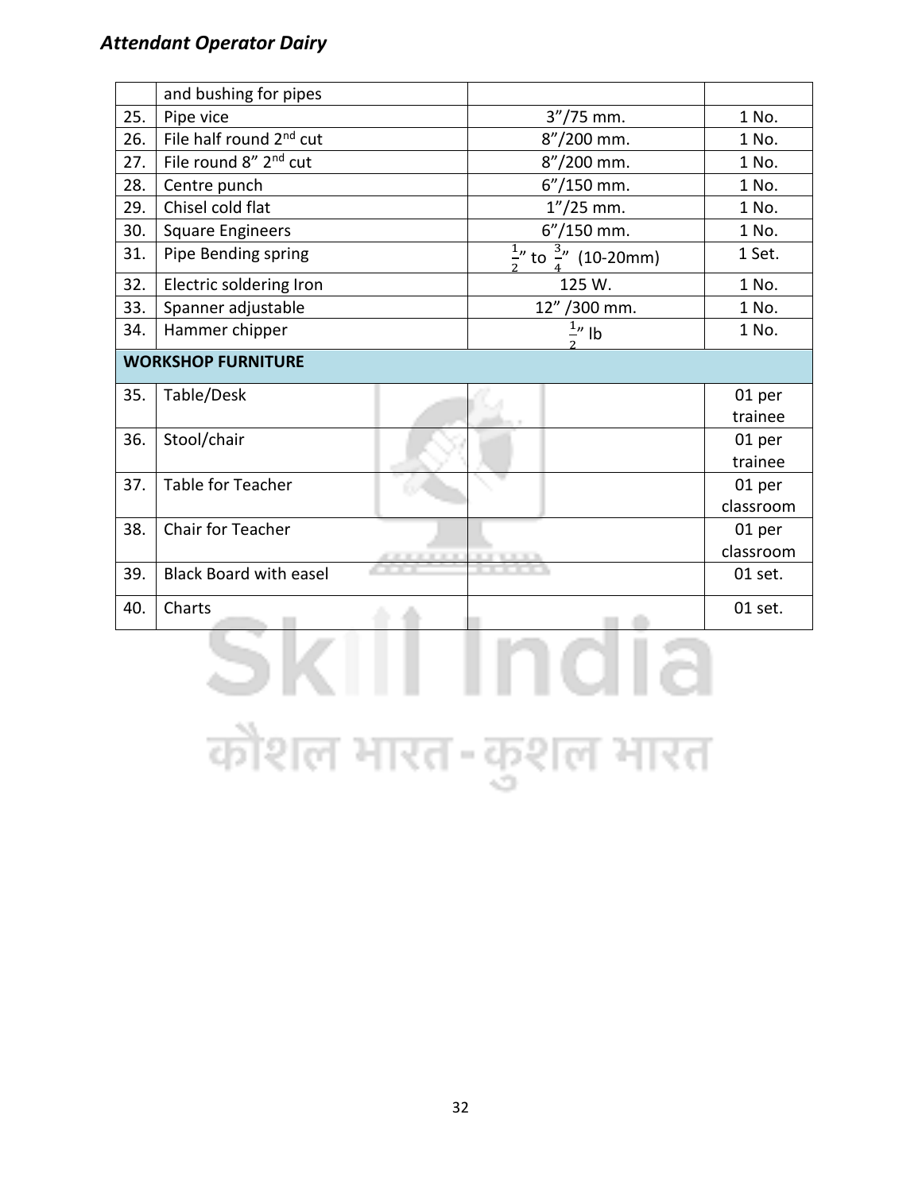|  | and bushing for pipes |  |  |
|---|---|---|---|
| 25. | Pipe vice | 3”/75 mm. | 1 No. |
| 26. | File half round 2nd cut | 8”/200 mm. | 1 No. |
| 27. | File round 8” 2nd cut | 8”/200 mm. | 1 No. |
| 28. | Centre punch | 6”/150 mm. | 1 No. |
| 29. | Chisel cold flat | 1”/25 mm. | 1 No. |
| 30. | Square Engineers | 6”/150 mm. | 1 No. |
| 31. | Pipe Bending spring | $\frac{1}{2}$” to $\frac{3}{4}$” (10-20mm) | 1 Set. |
| 32. | Electric soldering Iron | 125 W. | 1 No. |
| 33. | Spanner adjustable | 12” /300 mm. | 1 No. |
| 34. | Hammer chipper | $\frac{1}{2}$” lb | 1 No. |
| **WORKSHOP FURNITURE** |  |  |  |
| 35. | Table/Desk |  | 01 per trainee |
| 36. | Stool/chair |  | 01 per trainee |
| 37. | Table for Teacher |  | 01 per classroom |
| 38. | Chair for Teacher |  | 01 per classroom |
| 39. | Black Board with easel |  | 01 set. |
| 40. | Charts |  | 01 set. |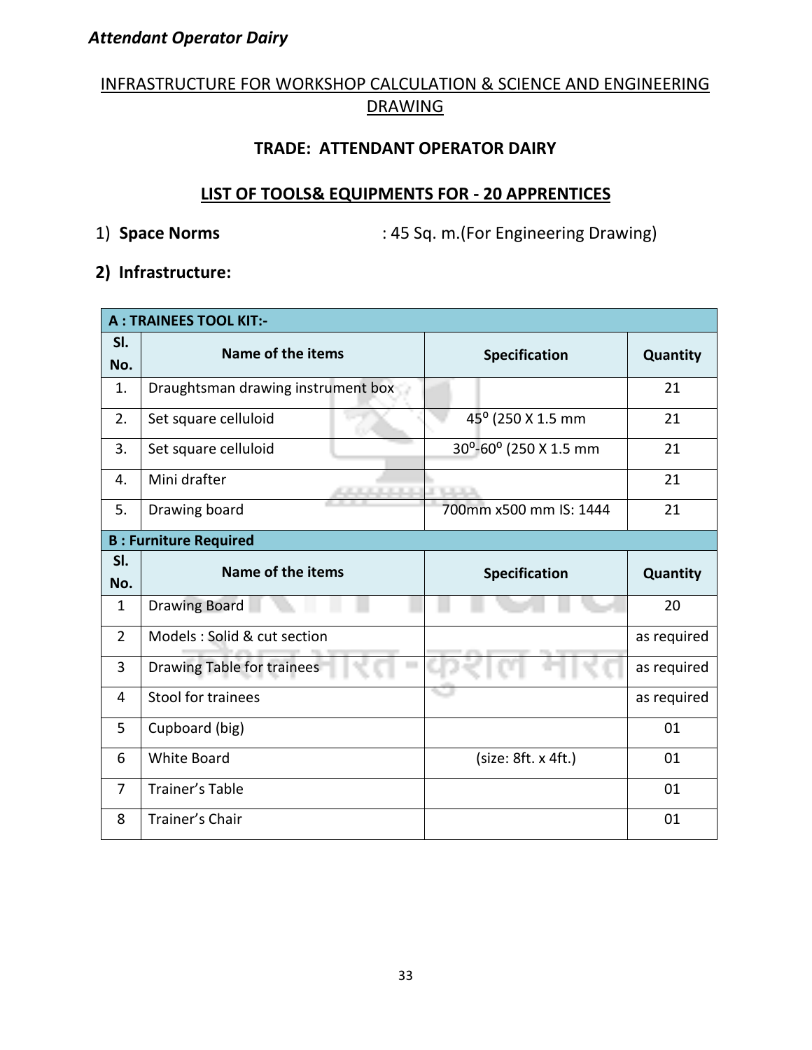## INFRASTRUCTURE FOR WORKSHOP CALCULATION & SCIENCE AND ENGINEERING DRAWING

### TRADE: ATTENDANT OPERATOR DAIRY

### LIST OF TOOLS& EQUIPMENTS FOR - 20 APPRENTICES

1) **Space Norms** : 45 Sq. m.(For Engineering Drawing)

**2) Infrastructure:**

| **A : TRAINEES TOOL KIT:-** | | | |
|---|---|---|---|
| **Sl. No.** | **Name of the items** | **Specification** | **Quantity** |
| 1. | Draughtsman drawing instrument box | | 21 |
| 2. | Set square celluloid | $45^o$ (250 X 1.5 mm | 21 |
| 3. | Set square celluloid | $30^o$-$60^o$ (250 X 1.5 mm | 21 |
| 4. | Mini drafter | | 21 |
| 5. | Drawing board | 700mm x500 mm IS: 1444 | 21 |
| **B : Furniture Required** | | | |
| **Sl. No.** | **Name of the items** | **Specification** | **Quantity** |
| 1 | Drawing Board | | 20 |
| 2 | Models : Solid & cut section | | as required |
| 3 | Drawing Table for trainees | | as required |
| 4 | Stool for trainees | | as required |
| 5 | Cupboard (big) | | 01 |
| 6 | White Board | (size: 8ft. x 4ft.) | 01 |
| 7 | Trainer's Table | | 01 |
| 8 | Trainer's Chair | | 01 |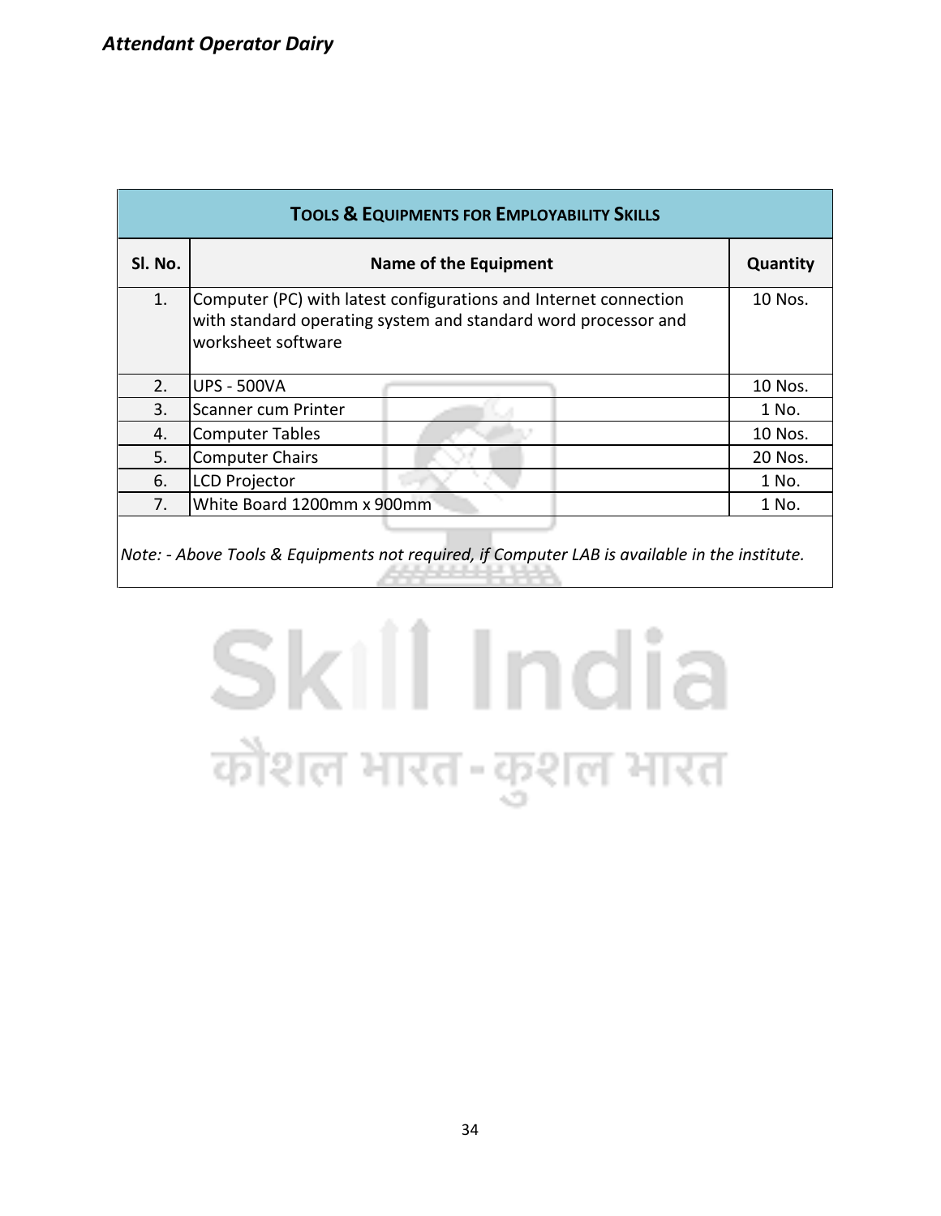| TOOLS & EQUIPMENTS FOR EMPLOYABILITY SKILLS | | |
|---|---|---|
| **Sl. No.** | **Name of the Equipment** | **Quantity** |
| 1. | Computer (PC) with latest configurations and Internet connection with standard operating system and standard word processor and worksheet software | 10 Nos. |
| 2. | UPS - 500VA | 10 Nos. |
| 3. | Scanner cum Printer | 1 No. |
| 4. | Computer Tables | 10 Nos. |
| 5. | Computer Chairs | 20 Nos. |
| 6. | LCD Projector | 1 No. |
| 7. | White Board 1200mm x 900mm | 1 No. |

*Note: - Above Tools & Equipments not required, if Computer LAB is available in the institute.*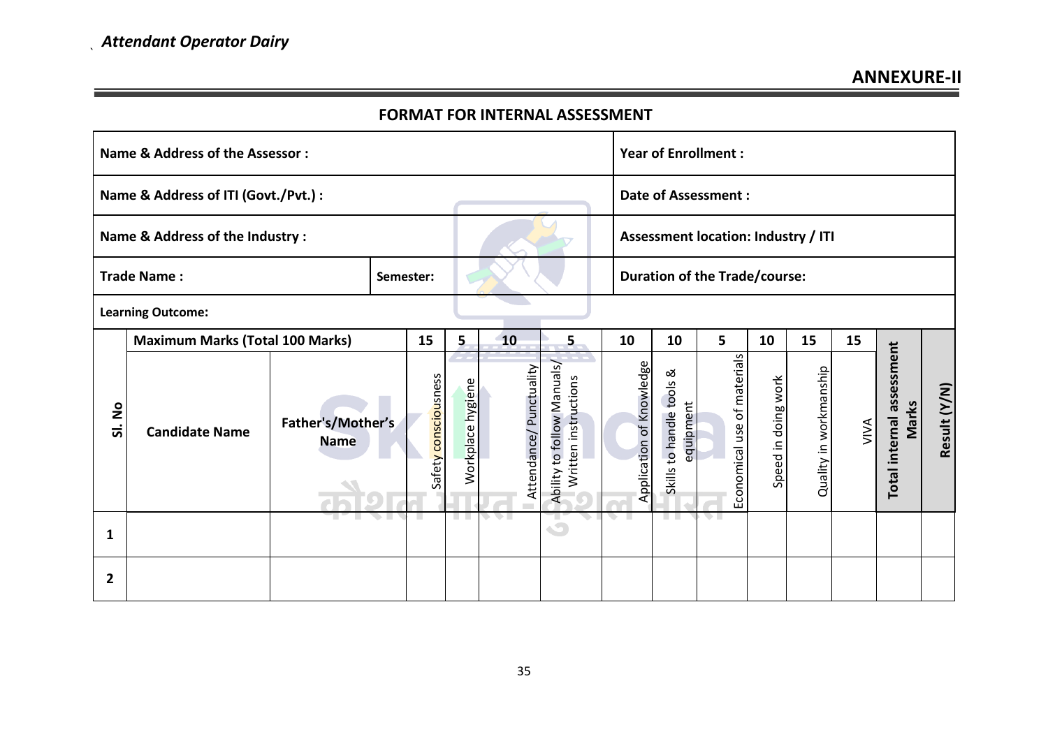## ANNEXURE-II

### FORMAT FOR INTERNAL ASSESSMENT

| | |
|---|---|
| **Name & Address of the Assessor :** | **Year of Enrollment :** |
| **Name & Address of ITI (Govt./Pvt.) :** | **Date of Assessment :** |
| **Name & Address of the Industry :** | **Assessment location: Industry / ITI** |
| **Trade Name :** &nbsp;&nbsp;&nbsp; **Semester:** | **Duration of the Trade/course:** |
| **Learning Outcome:** | |

| Sl. No | Candidate Name | Father's/Mother's Name | Safety consciousness | Workplace hygiene | Attendance/ Punctuality | Ability to follow Manuals/ Written instructions | Application of Knowledge | Skills to handle tools & equipment | Economical use of materials | Speed in doing work | Quality in workmanship | VIVA | Total internal assessment Marks | Result (Y/N) |
|---|---|---|---|---|---|---|---|---|---|---|---|---|---|---|
| | **Maximum Marks (Total 100 Marks)** | | 15 | 5 | 10 | 5 | 10 | 10 | 5 | 10 | 15 | 15 | | |
| 1 | | | | | | | | | | | | | | |
| 2 | | | | | | | | | | | | | | |